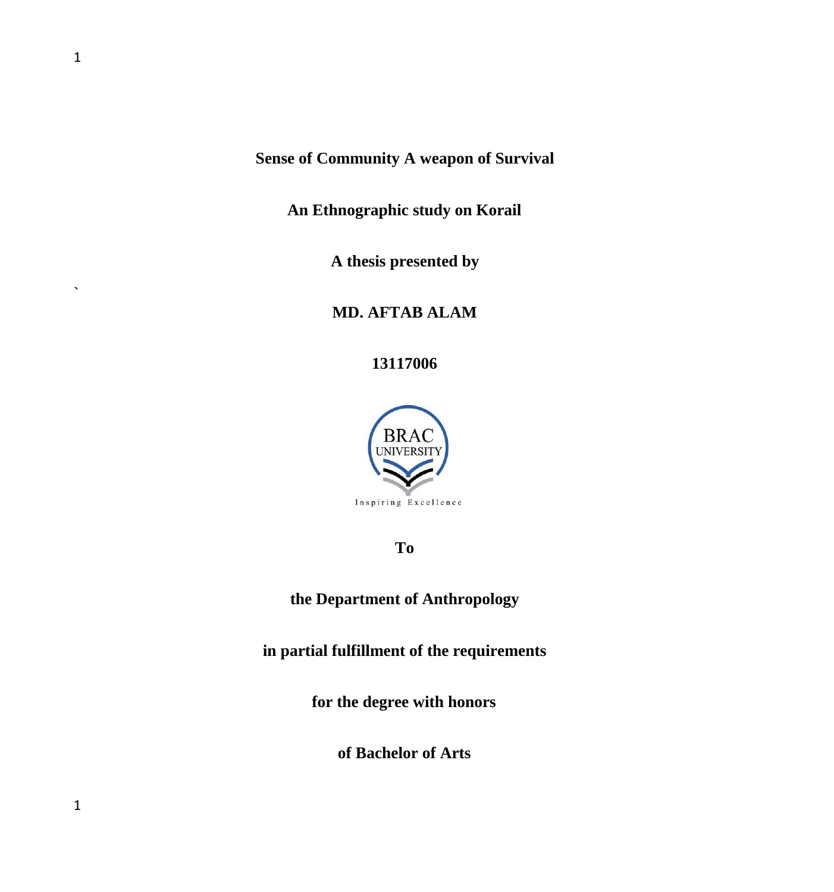# Sense of Community A weapon of Survival

## An Ethnographic study on Korail

**A thesis presented by**

**MD. AFTAB ALAM**

**13117006**

**To**

**the Department of Anthropology**

**in partial fulfillment of the requirements**

**for the degree with honors**

**of Bachelor of Arts**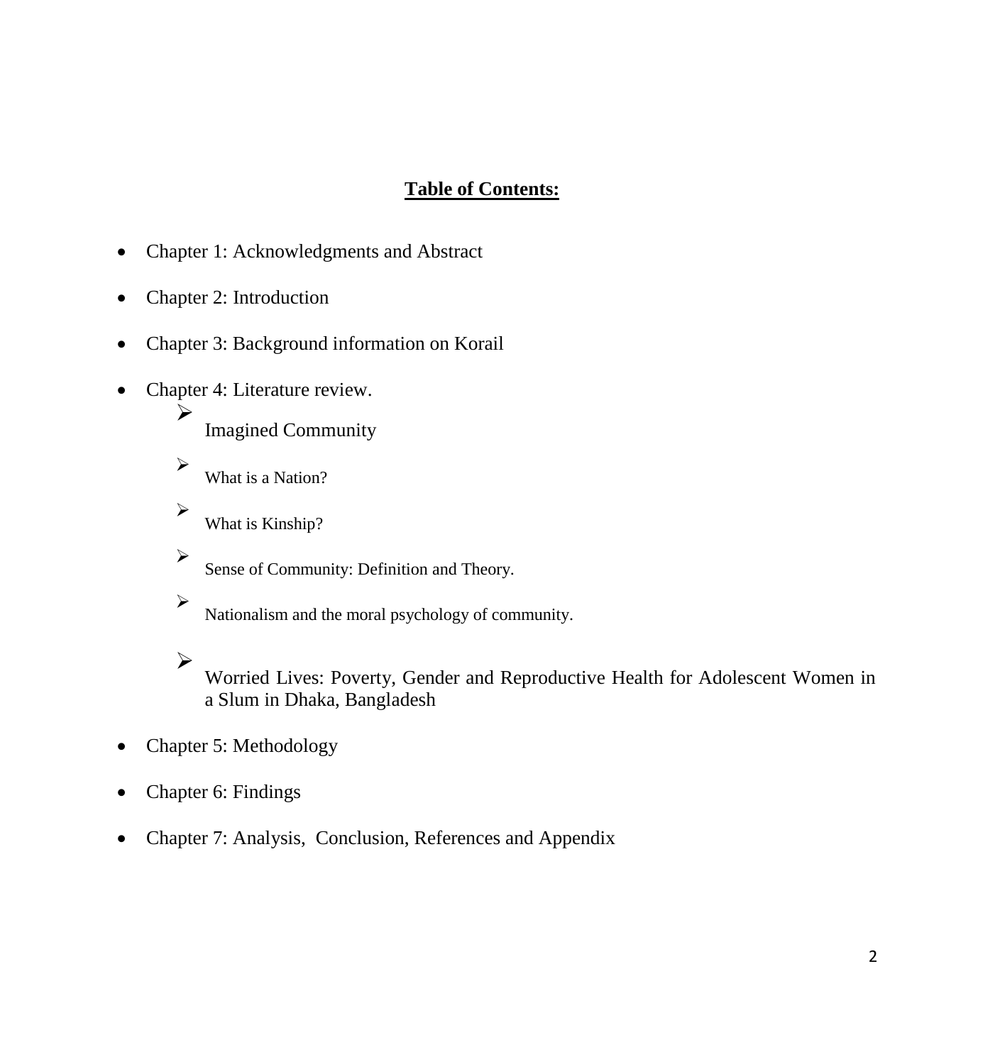# **Table of Contents:**

- Chapter 1: Acknowledgments and Abstract
- Chapter 2: Introduction
- Chapter 3: Background information on Korail
- Chapter 4: Literature review.
  - Imagined Community
  - What is a Nation?
  - What is Kinship?
  - Sense of Community: Definition and Theory.
  - Nationalism and the moral psychology of community.
  - Worried Lives: Poverty, Gender and Reproductive Health for Adolescent Women in a Slum in Dhaka, Bangladesh
- Chapter 5: Methodology
- Chapter 6: Findings
- Chapter 7: Analysis, Conclusion, References and Appendix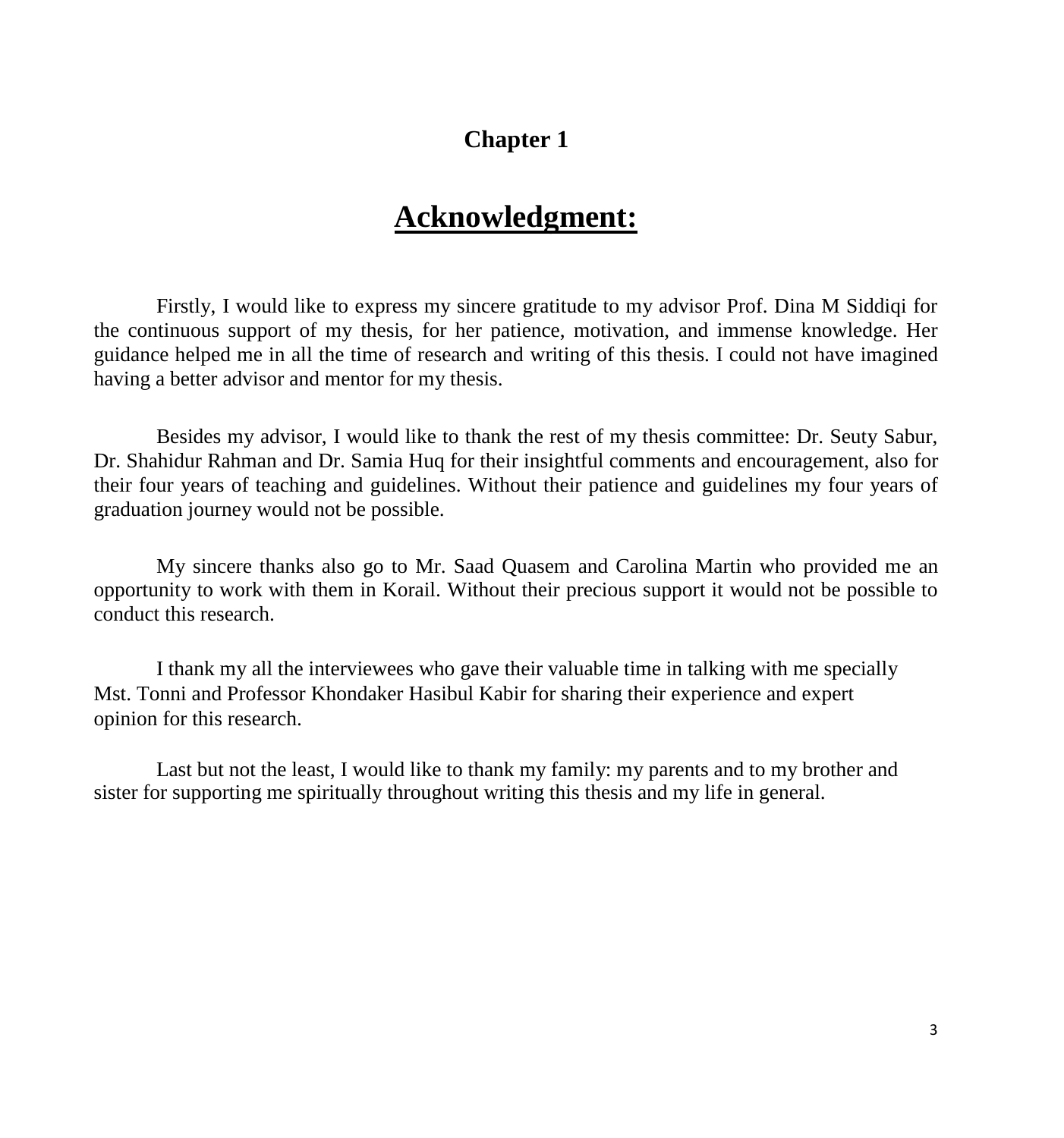**Chapter 1**

# Acknowledgment:

Firstly, I would like to express my sincere gratitude to my advisor Prof. Dina M Siddiqi for the continuous support of my thesis, for her patience, motivation, and immense knowledge. Her guidance helped me in all the time of research and writing of this thesis. I could not have imagined having a better advisor and mentor for my thesis.

Besides my advisor, I would like to thank the rest of my thesis committee: Dr. Seuty Sabur, Dr. Shahidur Rahman and Dr. Samia Huq for their insightful comments and encouragement, also for their four years of teaching and guidelines. Without their patience and guidelines my four years of graduation journey would not be possible.

My sincere thanks also go to Mr. Saad Quasem and Carolina Martin who provided me an opportunity to work with them in Korail. Without their precious support it would not be possible to conduct this research.

I thank my all the interviewees who gave their valuable time in talking with me specially Mst. Tonni and Professor Khondaker Hasibul Kabir for sharing their experience and expert opinion for this research.

Last but not the least, I would like to thank my family: my parents and to my brother and sister for supporting me spiritually throughout writing this thesis and my life in general.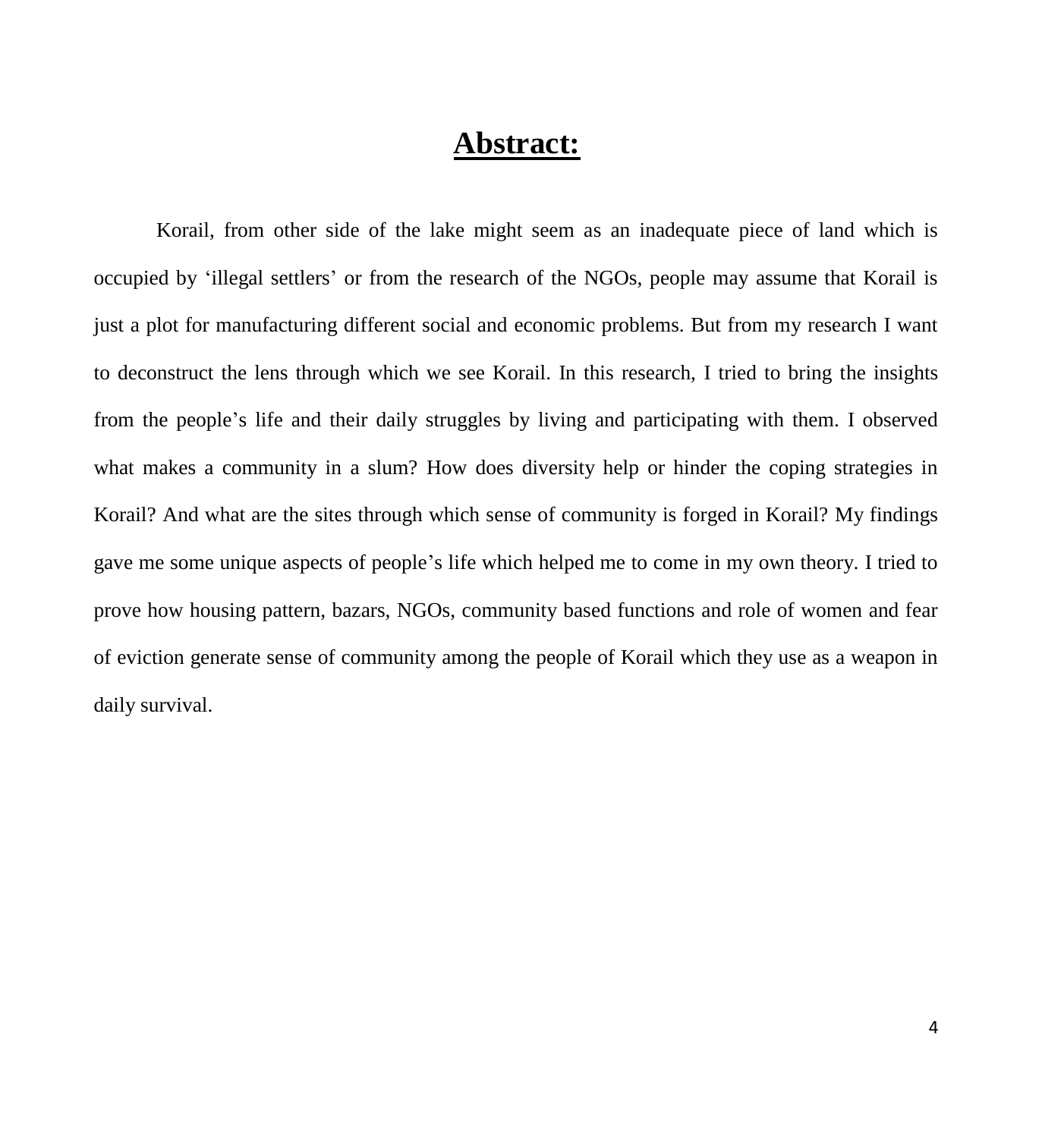# Abstract:

Korail, from other side of the lake might seem as an inadequate piece of land which is occupied by 'illegal settlers' or from the research of the NGOs, people may assume that Korail is just a plot for manufacturing different social and economic problems. But from my research I want to deconstruct the lens through which we see Korail. In this research, I tried to bring the insights from the people's life and their daily struggles by living and participating with them. I observed what makes a community in a slum? How does diversity help or hinder the coping strategies in Korail? And what are the sites through which sense of community is forged in Korail? My findings gave me some unique aspects of people's life which helped me to come in my own theory. I tried to prove how housing pattern, bazars, NGOs, community based functions and role of women and fear of eviction generate sense of community among the people of Korail which they use as a weapon in daily survival.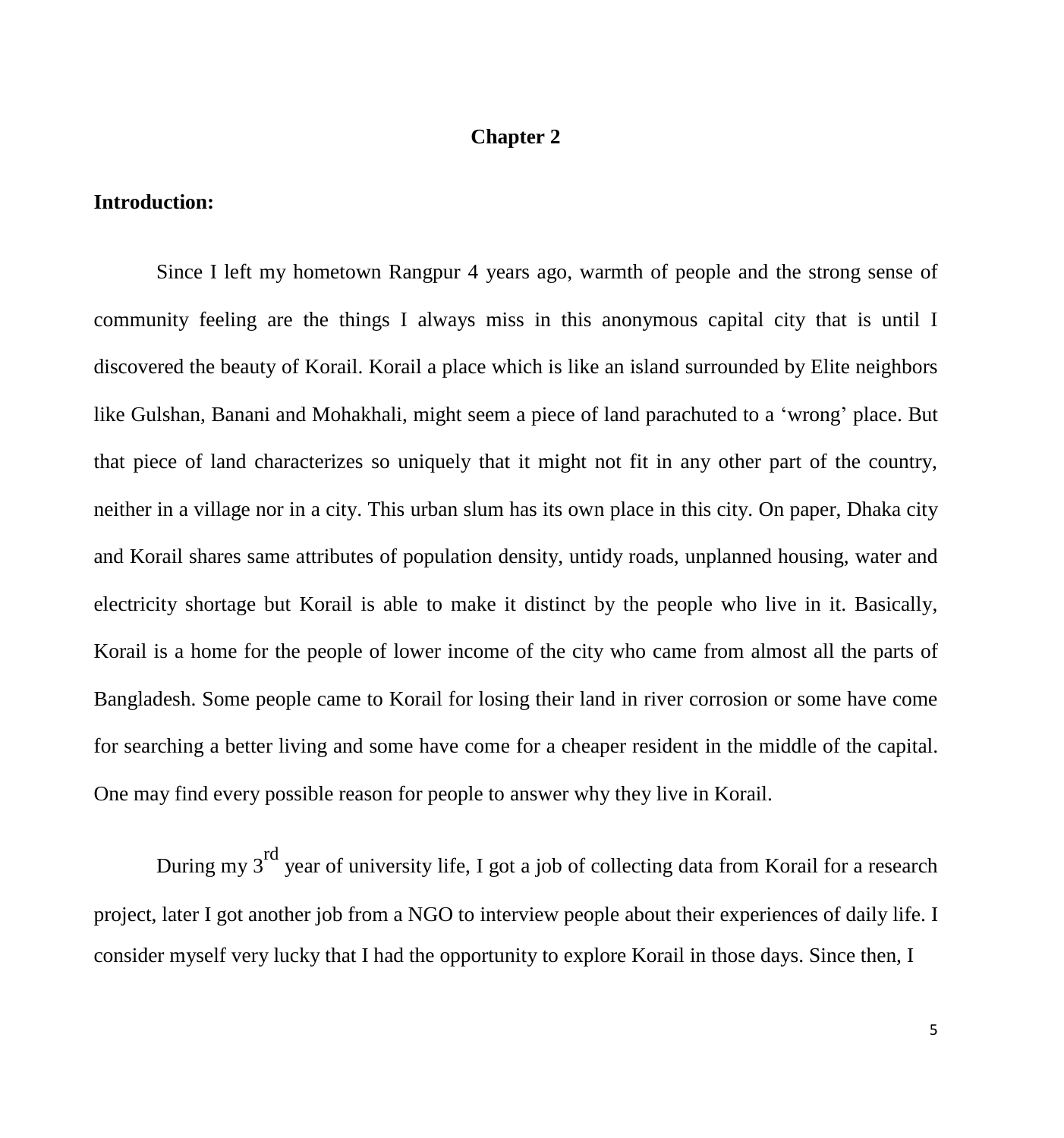# Chapter 2

## Introduction:

Since I left my hometown Rangpur 4 years ago, warmth of people and the strong sense of community feeling are the things I always miss in this anonymous capital city that is until I discovered the beauty of Korail. Korail a place which is like an island surrounded by Elite neighbors like Gulshan, Banani and Mohakhali, might seem a piece of land parachuted to a 'wrong' place. But that piece of land characterizes so uniquely that it might not fit in any other part of the country, neither in a village nor in a city. This urban slum has its own place in this city. On paper, Dhaka city and Korail shares same attributes of population density, untidy roads, unplanned housing, water and electricity shortage but Korail is able to make it distinct by the people who live in it. Basically, Korail is a home for the people of lower income of the city who came from almost all the parts of Bangladesh. Some people came to Korail for losing their land in river corrosion or some have come for searching a better living and some have come for a cheaper resident in the middle of the capital. One may find every possible reason for people to answer why they live in Korail.

During my 3rd year of university life, I got a job of collecting data from Korail for a research project, later I got another job from a NGO to interview people about their experiences of daily life. I consider myself very lucky that I had the opportunity to explore Korail in those days. Since then, I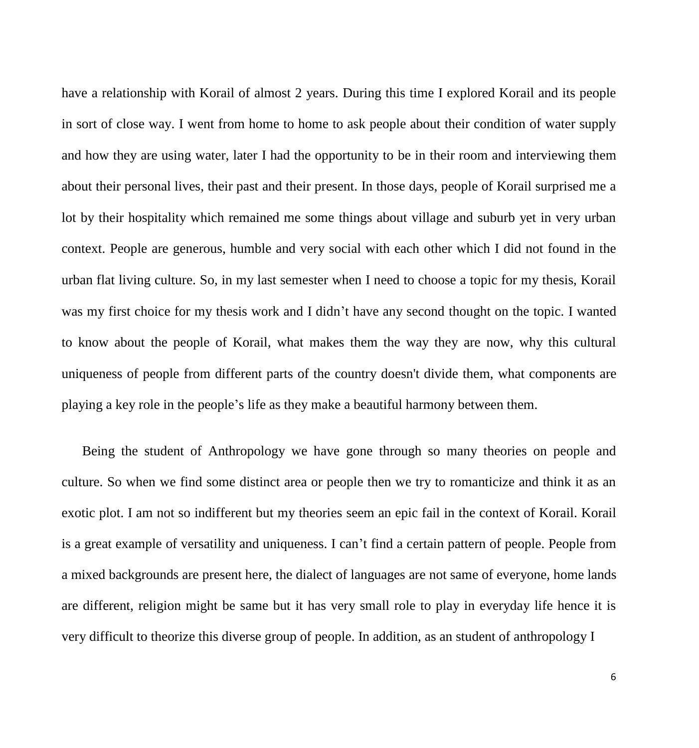have a relationship with Korail of almost 2 years. During this time I explored Korail and its people in sort of close way. I went from home to home to ask people about their condition of water supply and how they are using water, later I had the opportunity to be in their room and interviewing them about their personal lives, their past and their present. In those days, people of Korail surprised me a lot by their hospitality which remained me some things about village and suburb yet in very urban context. People are generous, humble and very social with each other which I did not found in the urban flat living culture. So, in my last semester when I need to choose a topic for my thesis, Korail was my first choice for my thesis work and I didn't have any second thought on the topic. I wanted to know about the people of Korail, what makes them the way they are now, why this cultural uniqueness of people from different parts of the country doesn't divide them, what components are playing a key role in the people's life as they make a beautiful harmony between them.

Being the student of Anthropology we have gone through so many theories on people and culture. So when we find some distinct area or people then we try to romanticize and think it as an exotic plot. I am not so indifferent but my theories seem an epic fail in the context of Korail. Korail is a great example of versatility and uniqueness. I can't find a certain pattern of people. People from a mixed backgrounds are present here, the dialect of languages are not same of everyone, home lands are different, religion might be same but it has very small role to play in everyday life hence it is very difficult to theorize this diverse group of people. In addition, as an student of anthropology I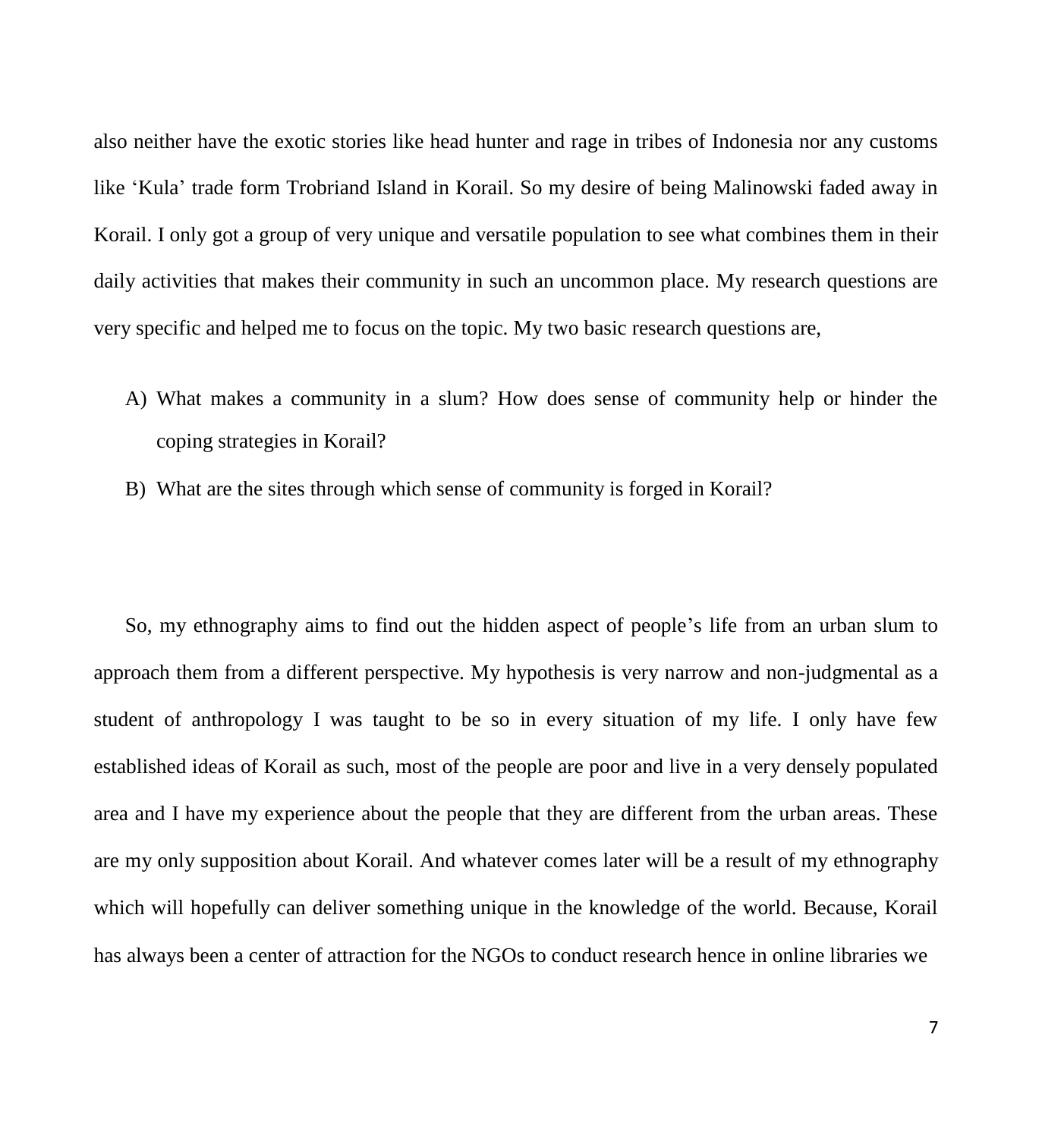also neither have the exotic stories like head hunter and rage in tribes of Indonesia nor any customs like 'Kula' trade form Trobriand Island in Korail. So my desire of being Malinowski faded away in Korail. I only got a group of very unique and versatile population to see what combines them in their daily activities that makes their community in such an uncommon place. My research questions are very specific and helped me to focus on the topic. My two basic research questions are,

A) What makes a community in a slum? How does sense of community help or hinder the coping strategies in Korail?

B) What are the sites through which sense of community is forged in Korail?

So, my ethnography aims to find out the hidden aspect of people's life from an urban slum to approach them from a different perspective. My hypothesis is very narrow and non-judgmental as a student of anthropology I was taught to be so in every situation of my life. I only have few established ideas of Korail as such, most of the people are poor and live in a very densely populated area and I have my experience about the people that they are different from the urban areas. These are my only supposition about Korail. And whatever comes later will be a result of my ethnography which will hopefully can deliver something unique in the knowledge of the world. Because, Korail has always been a center of attraction for the NGOs to conduct research hence in online libraries we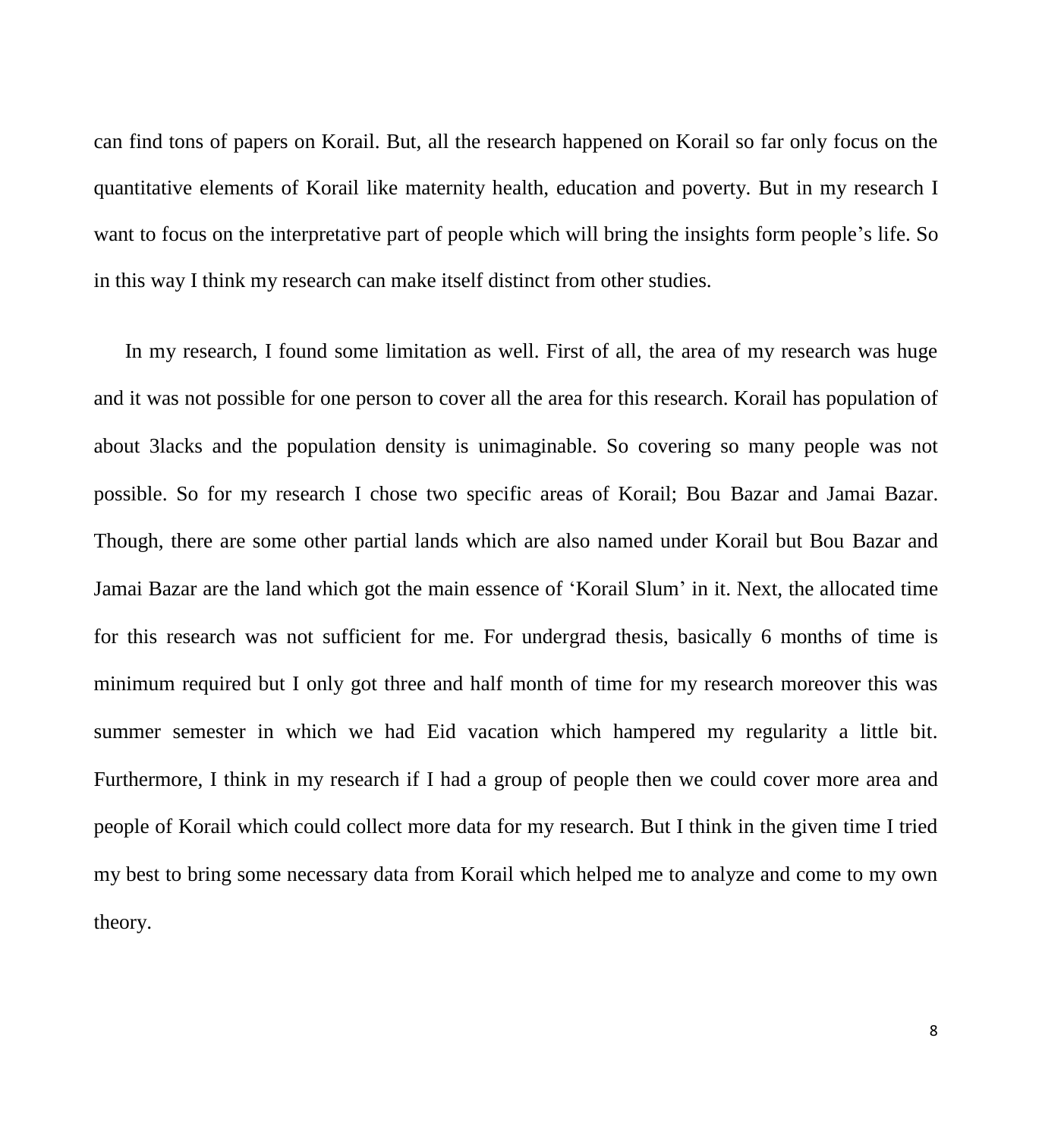can find tons of papers on Korail. But, all the research happened on Korail so far only focus on the quantitative elements of Korail like maternity health, education and poverty. But in my research I want to focus on the interpretative part of people which will bring the insights form people's life. So in this way I think my research can make itself distinct from other studies.

In my research, I found some limitation as well. First of all, the area of my research was huge and it was not possible for one person to cover all the area for this research. Korail has population of about 3lacks and the population density is unimaginable. So covering so many people was not possible. So for my research I chose two specific areas of Korail; Bou Bazar and Jamai Bazar. Though, there are some other partial lands which are also named under Korail but Bou Bazar and Jamai Bazar are the land which got the main essence of 'Korail Slum' in it. Next, the allocated time for this research was not sufficient for me. For undergrad thesis, basically 6 months of time is minimum required but I only got three and half month of time for my research moreover this was summer semester in which we had Eid vacation which hampered my regularity a little bit. Furthermore, I think in my research if I had a group of people then we could cover more area and people of Korail which could collect more data for my research. But I think in the given time I tried my best to bring some necessary data from Korail which helped me to analyze and come to my own theory.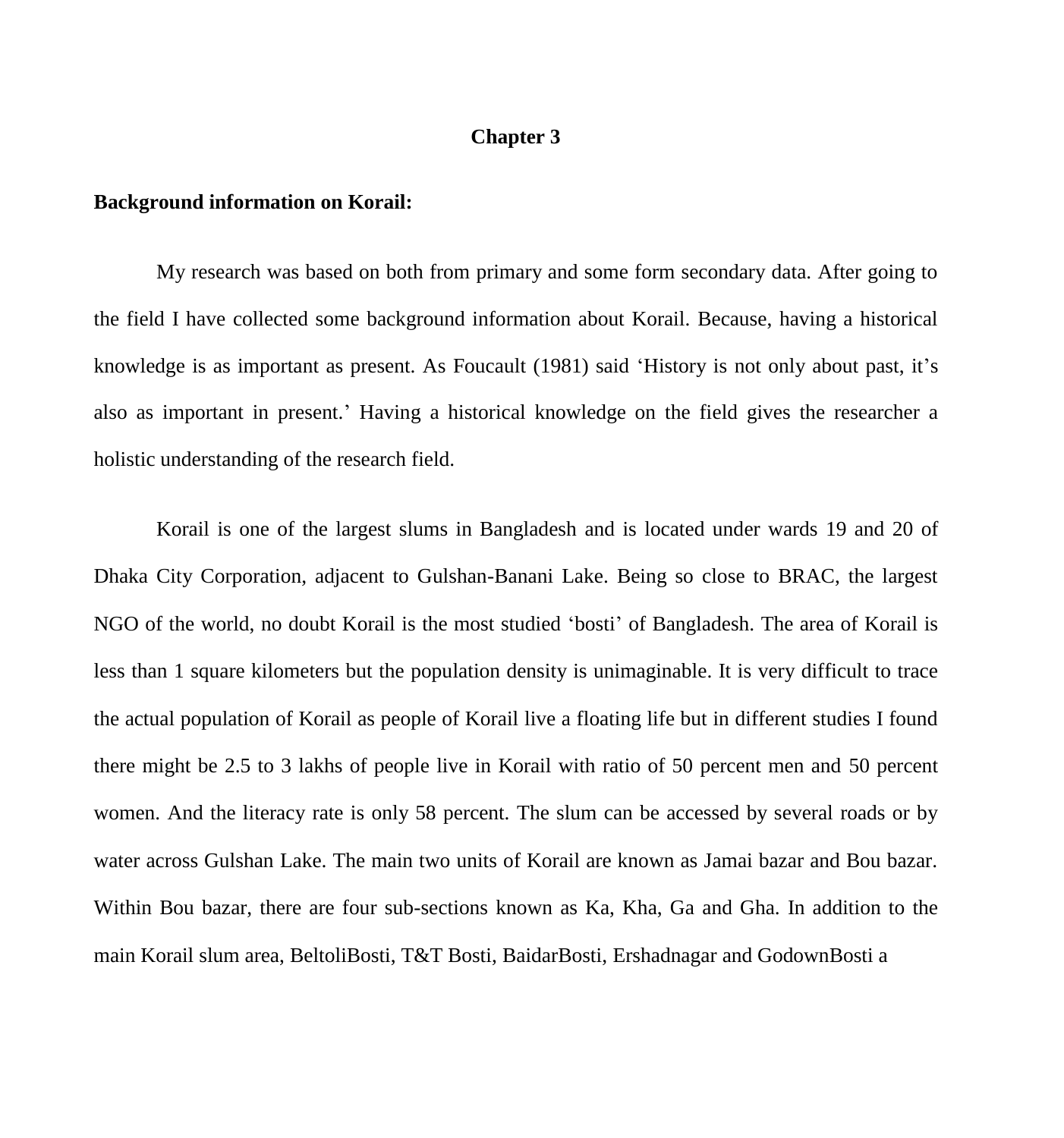# Chapter 3

**Background information on Korail:**

My research was based on both from primary and some form secondary data. After going to the field I have collected some background information about Korail. Because, having a historical knowledge is as important as present. As Foucault (1981) said 'History is not only about past, it's also as important in present.' Having a historical knowledge on the field gives the researcher a holistic understanding of the research field.

Korail is one of the largest slums in Bangladesh and is located under wards 19 and 20 of Dhaka City Corporation, adjacent to Gulshan-Banani Lake. Being so close to BRAC, the largest NGO of the world, no doubt Korail is the most studied 'bosti' of Bangladesh. The area of Korail is less than 1 square kilometers but the population density is unimaginable. It is very difficult to trace the actual population of Korail as people of Korail live a floating life but in different studies I found there might be 2.5 to 3 lakhs of people live in Korail with ratio of 50 percent men and 50 percent women. And the literacy rate is only 58 percent. The slum can be accessed by several roads or by water across Gulshan Lake. The main two units of Korail are known as Jamai bazar and Bou bazar. Within Bou bazar, there are four sub-sections known as Ka, Kha, Ga and Gha. In addition to the main Korail slum area, BeltoliBosti, T&T Bosti, BaidarBosti, Ershadnagar and GodownBosti a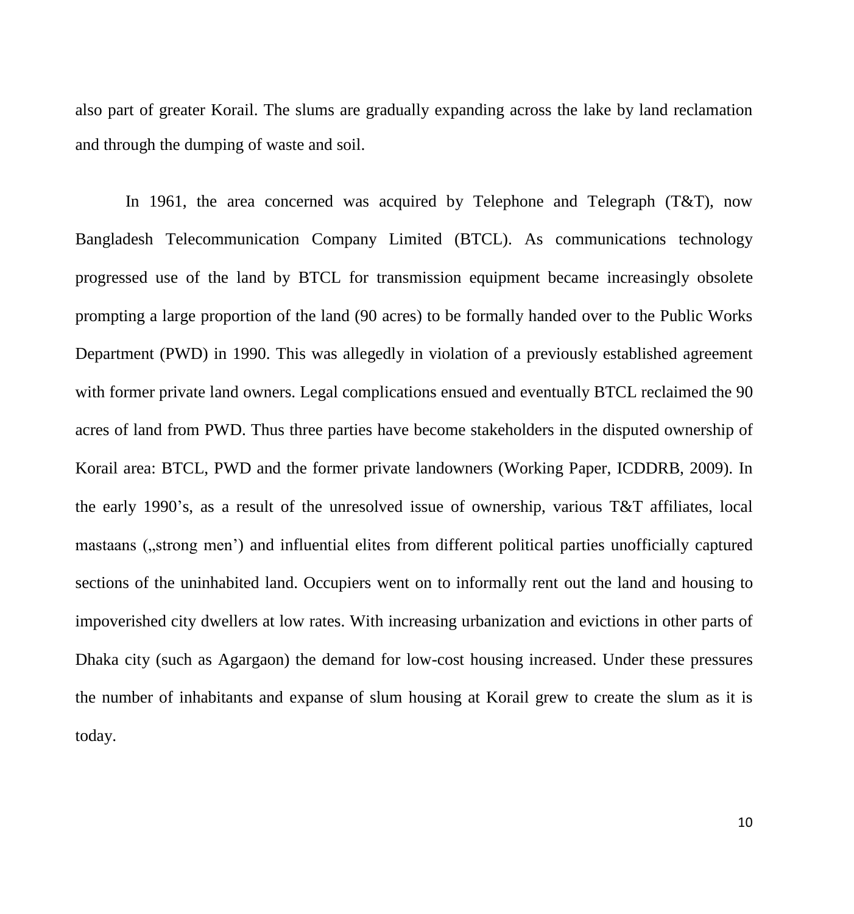also part of greater Korail. The slums are gradually expanding across the lake by land reclamation and through the dumping of waste and soil.

In 1961, the area concerned was acquired by Telephone and Telegraph (T&T), now Bangladesh Telecommunication Company Limited (BTCL). As communications technology progressed use of the land by BTCL for transmission equipment became increasingly obsolete prompting a large proportion of the land (90 acres) to be formally handed over to the Public Works Department (PWD) in 1990. This was allegedly in violation of a previously established agreement with former private land owners. Legal complications ensued and eventually BTCL reclaimed the 90 acres of land from PWD. Thus three parties have become stakeholders in the disputed ownership of Korail area: BTCL, PWD and the former private landowners (Working Paper, ICDDRB, 2009). In the early 1990's, as a result of the unresolved issue of ownership, various T&T affiliates, local mastaans („strong men') and influential elites from different political parties unofficially captured sections of the uninhabited land. Occupiers went on to informally rent out the land and housing to impoverished city dwellers at low rates. With increasing urbanization and evictions in other parts of Dhaka city (such as Agargaon) the demand for low-cost housing increased. Under these pressures the number of inhabitants and expanse of slum housing at Korail grew to create the slum as it is today.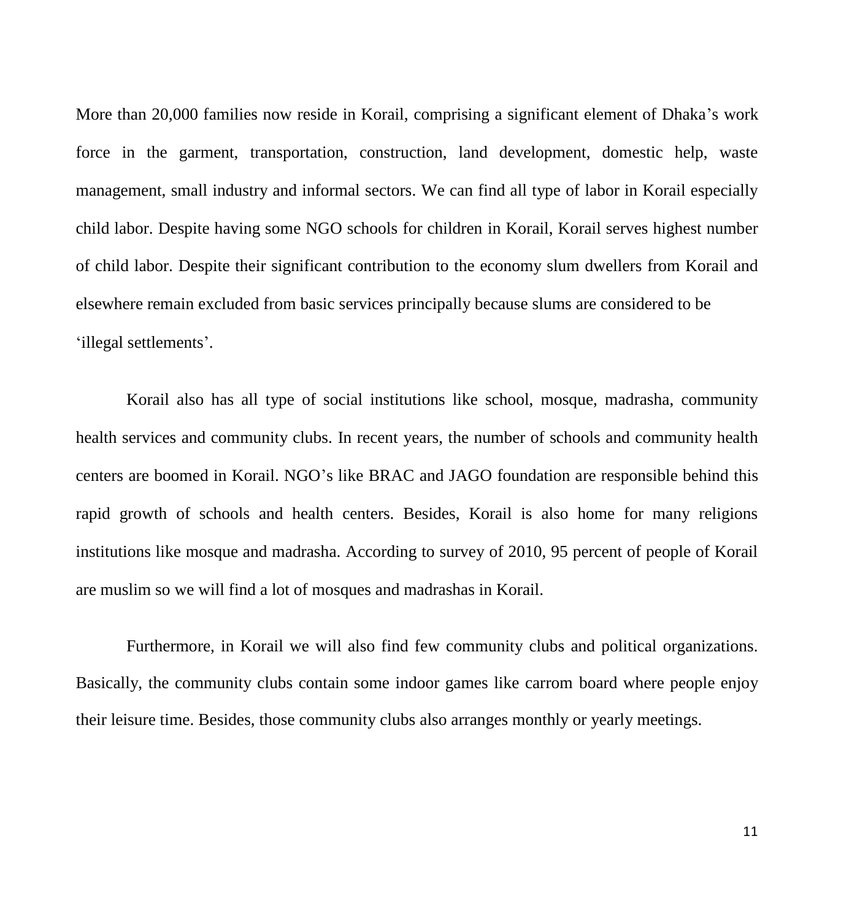More than 20,000 families now reside in Korail, comprising a significant element of Dhaka's work force in the garment, transportation, construction, land development, domestic help, waste management, small industry and informal sectors. We can find all type of labor in Korail especially child labor. Despite having some NGO schools for children in Korail, Korail serves highest number of child labor. Despite their significant contribution to the economy slum dwellers from Korail and elsewhere remain excluded from basic services principally because slums are considered to be 'illegal settlements'.

Korail also has all type of social institutions like school, mosque, madrasha, community health services and community clubs. In recent years, the number of schools and community health centers are boomed in Korail. NGO's like BRAC and JAGO foundation are responsible behind this rapid growth of schools and health centers. Besides, Korail is also home for many religions institutions like mosque and madrasha. According to survey of 2010, 95 percent of people of Korail are muslim so we will find a lot of mosques and madrashas in Korail.

Furthermore, in Korail we will also find few community clubs and political organizations. Basically, the community clubs contain some indoor games like carrom board where people enjoy their leisure time. Besides, those community clubs also arranges monthly or yearly meetings.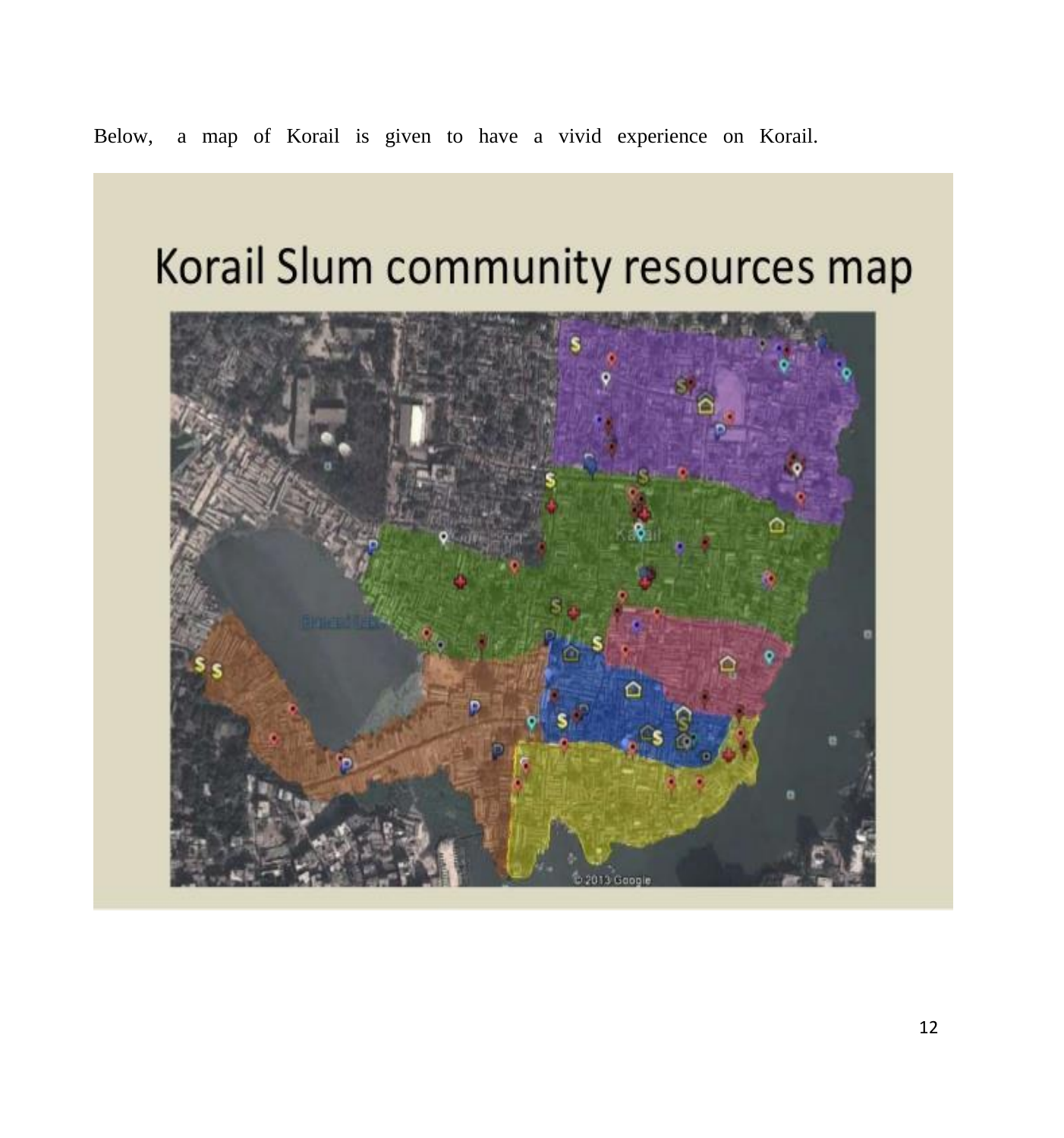Below, a map of Korail is given to have a vivid experience on Korail.

Korail Slum community resources map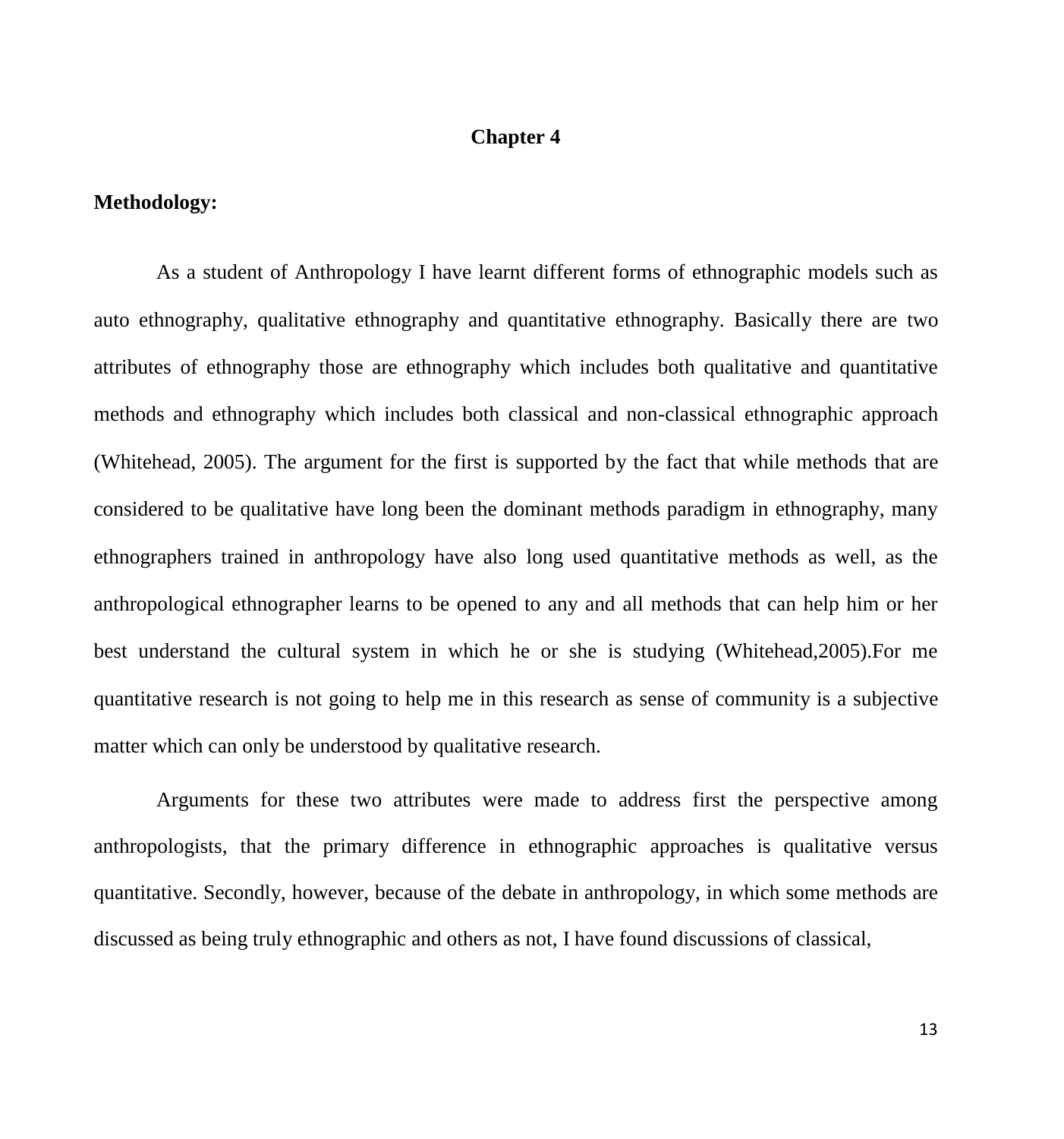# Chapter 4

## Methodology:

As a student of Anthropology I have learnt different forms of ethnographic models such as auto ethnography, qualitative ethnography and quantitative ethnography. Basically there are two attributes of ethnography those are ethnography which includes both qualitative and quantitative methods and ethnography which includes both classical and non-classical ethnographic approach (Whitehead, 2005). The argument for the first is supported by the fact that while methods that are considered to be qualitative have long been the dominant methods paradigm in ethnography, many ethnographers trained in anthropology have also long used quantitative methods as well, as the anthropological ethnographer learns to be opened to any and all methods that can help him or her best understand the cultural system in which he or she is studying (Whitehead,2005).For me quantitative research is not going to help me in this research as sense of community is a subjective matter which can only be understood by qualitative research.

Arguments for these two attributes were made to address first the perspective among anthropologists, that the primary difference in ethnographic approaches is qualitative versus quantitative. Secondly, however, because of the debate in anthropology, in which some methods are discussed as being truly ethnographic and others as not, I have found discussions of classical,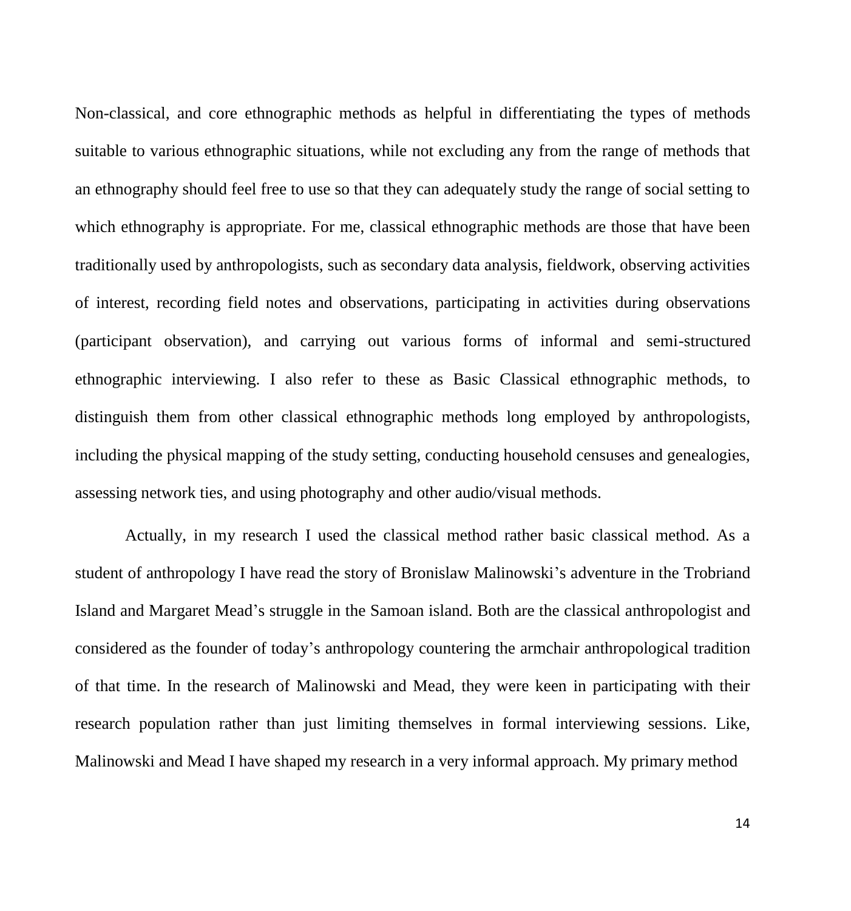Non-classical, and core ethnographic methods as helpful in differentiating the types of methods suitable to various ethnographic situations, while not excluding any from the range of methods that an ethnography should feel free to use so that they can adequately study the range of social setting to which ethnography is appropriate. For me, classical ethnographic methods are those that have been traditionally used by anthropologists, such as secondary data analysis, fieldwork, observing activities of interest, recording field notes and observations, participating in activities during observations (participant observation), and carrying out various forms of informal and semi-structured ethnographic interviewing. I also refer to these as Basic Classical ethnographic methods, to distinguish them from other classical ethnographic methods long employed by anthropologists, including the physical mapping of the study setting, conducting household censuses and genealogies, assessing network ties, and using photography and other audio/visual methods.

Actually, in my research I used the classical method rather basic classical method. As a student of anthropology I have read the story of Bronislaw Malinowski's adventure in the Trobriand Island and Margaret Mead's struggle in the Samoan island. Both are the classical anthropologist and considered as the founder of today's anthropology countering the armchair anthropological tradition of that time. In the research of Malinowski and Mead, they were keen in participating with their research population rather than just limiting themselves in formal interviewing sessions. Like, Malinowski and Mead I have shaped my research in a very informal approach. My primary method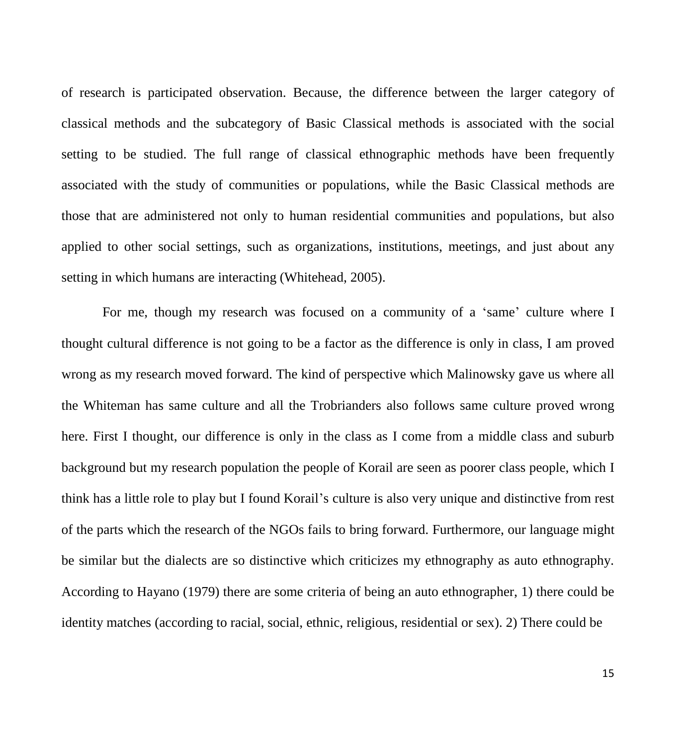of research is participated observation. Because, the difference between the larger category of classical methods and the subcategory of Basic Classical methods is associated with the social setting to be studied. The full range of classical ethnographic methods have been frequently associated with the study of communities or populations, while the Basic Classical methods are those that are administered not only to human residential communities and populations, but also applied to other social settings, such as organizations, institutions, meetings, and just about any setting in which humans are interacting (Whitehead, 2005).

For me, though my research was focused on a community of a 'same' culture where I thought cultural difference is not going to be a factor as the difference is only in class, I am proved wrong as my research moved forward. The kind of perspective which Malinowsky gave us where all the Whiteman has same culture and all the Trobrianders also follows same culture proved wrong here. First I thought, our difference is only in the class as I come from a middle class and suburb background but my research population the people of Korail are seen as poorer class people, which I think has a little role to play but I found Korail's culture is also very unique and distinctive from rest of the parts which the research of the NGOs fails to bring forward. Furthermore, our language might be similar but the dialects are so distinctive which criticizes my ethnography as auto ethnography. According to Hayano (1979) there are some criteria of being an auto ethnographer, 1) there could be identity matches (according to racial, social, ethnic, religious, residential or sex). 2) There could be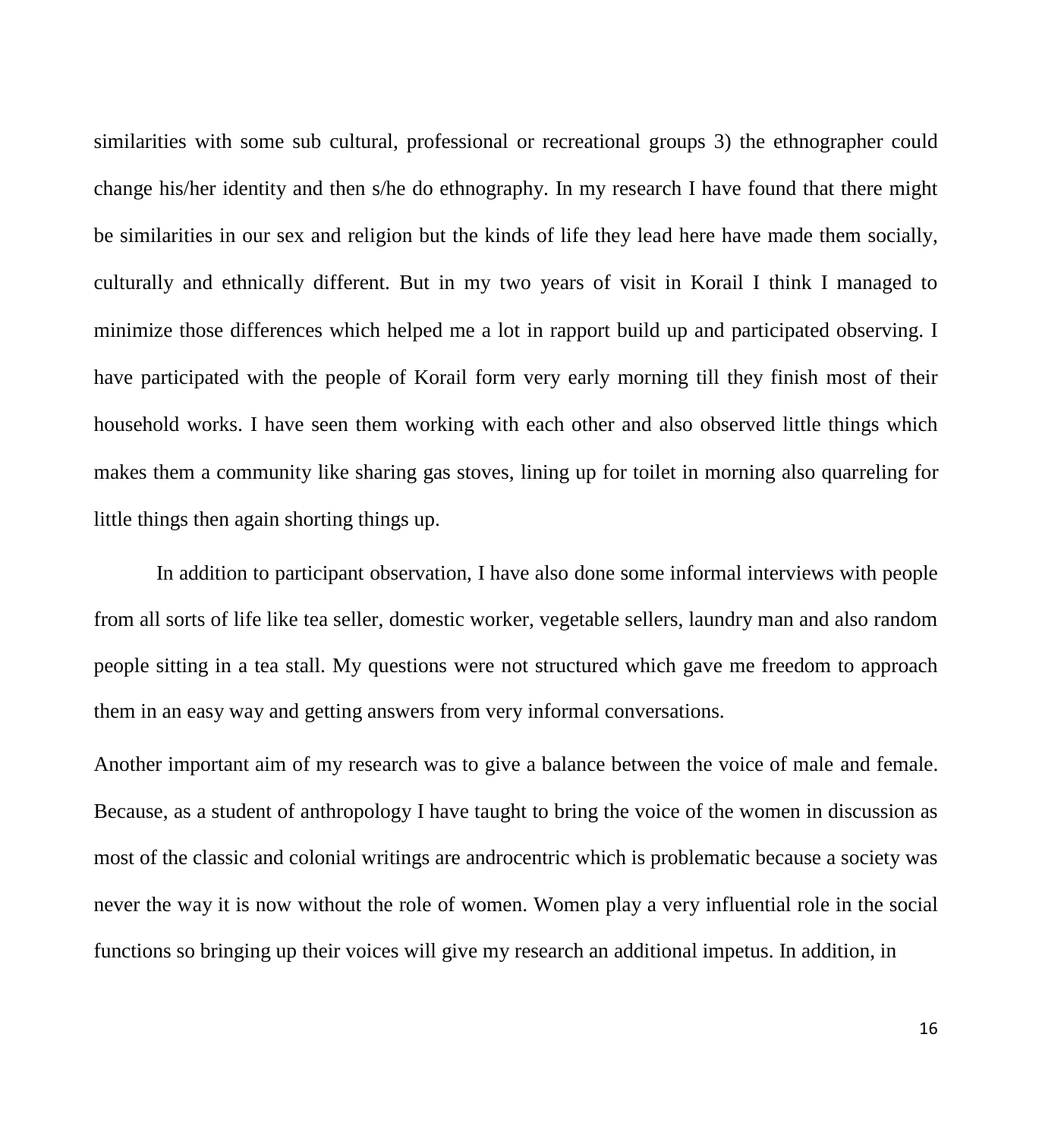similarities with some sub cultural, professional or recreational groups 3) the ethnographer could change his/her identity and then s/he do ethnography. In my research I have found that there might be similarities in our sex and religion but the kinds of life they lead here have made them socially, culturally and ethnically different. But in my two years of visit in Korail I think I managed to minimize those differences which helped me a lot in rapport build up and participated observing. I have participated with the people of Korail form very early morning till they finish most of their household works. I have seen them working with each other and also observed little things which makes them a community like sharing gas stoves, lining up for toilet in morning also quarreling for little things then again shorting things up.

In addition to participant observation, I have also done some informal interviews with people from all sorts of life like tea seller, domestic worker, vegetable sellers, laundry man and also random people sitting in a tea stall. My questions were not structured which gave me freedom to approach them in an easy way and getting answers from very informal conversations.

Another important aim of my research was to give a balance between the voice of male and female. Because, as a student of anthropology I have taught to bring the voice of the women in discussion as most of the classic and colonial writings are androcentric which is problematic because a society was never the way it is now without the role of women. Women play a very influential role in the social functions so bringing up their voices will give my research an additional impetus. In addition, in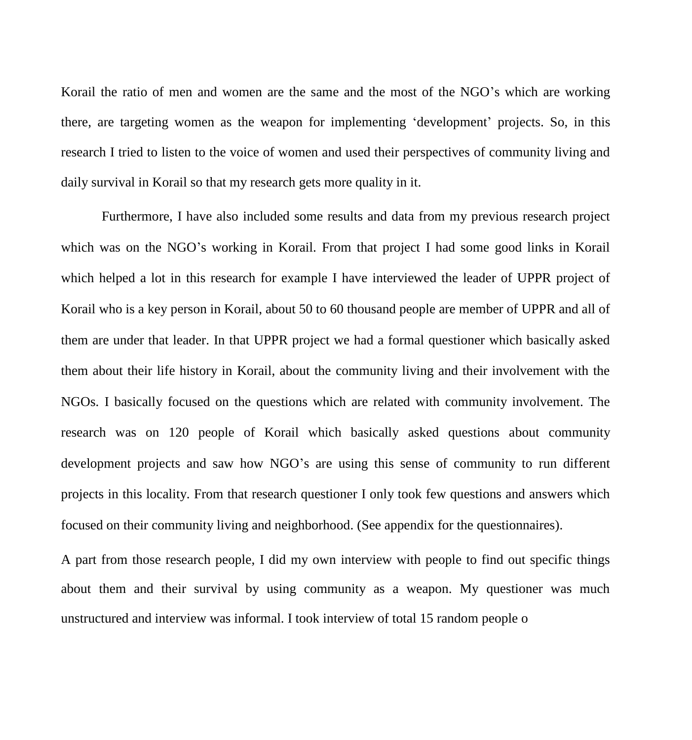Korail the ratio of men and women are the same and the most of the NGO's which are working there, are targeting women as the weapon for implementing 'development' projects. So, in this research I tried to listen to the voice of women and used their perspectives of community living and daily survival in Korail so that my research gets more quality in it.

Furthermore, I have also included some results and data from my previous research project which was on the NGO's working in Korail. From that project I had some good links in Korail which helped a lot in this research for example I have interviewed the leader of UPPR project of Korail who is a key person in Korail, about 50 to 60 thousand people are member of UPPR and all of them are under that leader. In that UPPR project we had a formal questioner which basically asked them about their life history in Korail, about the community living and their involvement with the NGOs. I basically focused on the questions which are related with community involvement. The research was on 120 people of Korail which basically asked questions about community development projects and saw how NGO's are using this sense of community to run different projects in this locality. From that research questioner I only took few questions and answers which focused on their community living and neighborhood. (See appendix for the questionnaires).

A part from those research people, I did my own interview with people to find out specific things about them and their survival by using community as a weapon. My questioner was much unstructured and interview was informal. I took interview of total 15 random people o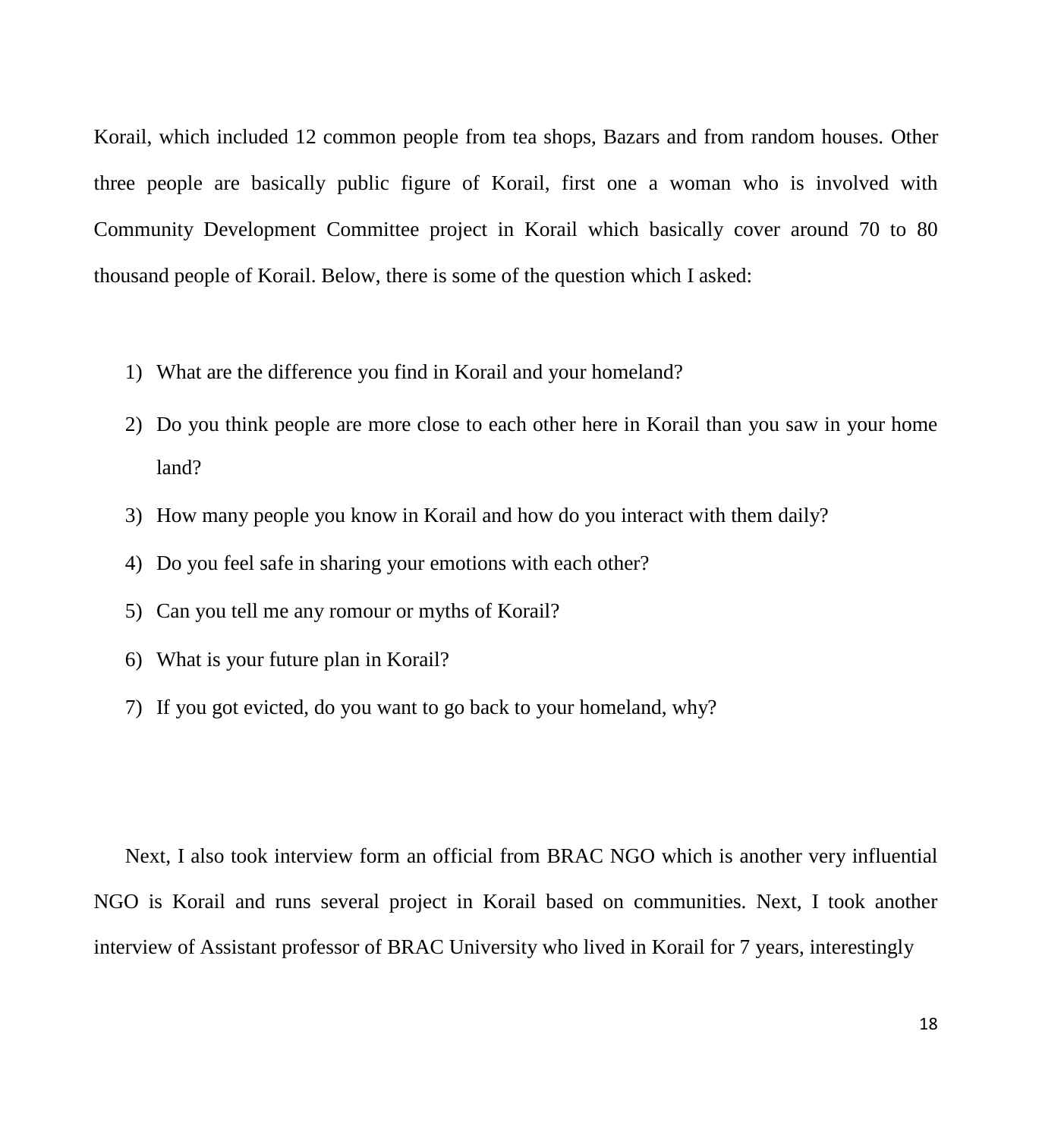Korail, which included 12 common people from tea shops, Bazars and from random houses. Other three people are basically public figure of Korail, first one a woman who is involved with Community Development Committee project in Korail which basically cover around 70 to 80 thousand people of Korail. Below, there is some of the question which I asked:

1) What are the difference you find in Korail and your homeland?
2) Do you think people are more close to each other here in Korail than you saw in your home land?
3) How many people you know in Korail and how do you interact with them daily?
4) Do you feel safe in sharing your emotions with each other?
5) Can you tell me any romour or myths of Korail?
6) What is your future plan in Korail?
7) If you got evicted, do you want to go back to your homeland, why?

Next, I also took interview form an official from BRAC NGO which is another very influential NGO is Korail and runs several project in Korail based on communities. Next, I took another interview of Assistant professor of BRAC University who lived in Korail for 7 years, interestingly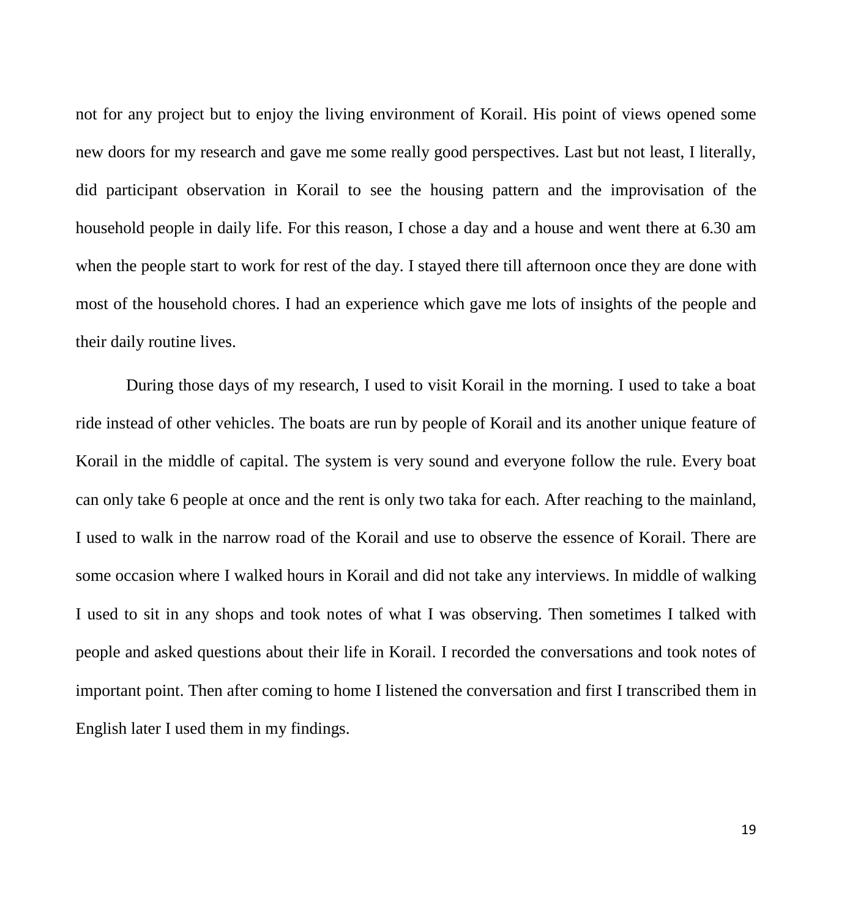not for any project but to enjoy the living environment of Korail. His point of views opened some new doors for my research and gave me some really good perspectives. Last but not least, I literally, did participant observation in Korail to see the housing pattern and the improvisation of the household people in daily life. For this reason, I chose a day and a house and went there at 6.30 am when the people start to work for rest of the day. I stayed there till afternoon once they are done with most of the household chores. I had an experience which gave me lots of insights of the people and their daily routine lives.

During those days of my research, I used to visit Korail in the morning. I used to take a boat ride instead of other vehicles. The boats are run by people of Korail and its another unique feature of Korail in the middle of capital. The system is very sound and everyone follow the rule. Every boat can only take 6 people at once and the rent is only two taka for each. After reaching to the mainland, I used to walk in the narrow road of the Korail and use to observe the essence of Korail. There are some occasion where I walked hours in Korail and did not take any interviews. In middle of walking I used to sit in any shops and took notes of what I was observing. Then sometimes I talked with people and asked questions about their life in Korail. I recorded the conversations and took notes of important point. Then after coming to home I listened the conversation and first I transcribed them in English later I used them in my findings.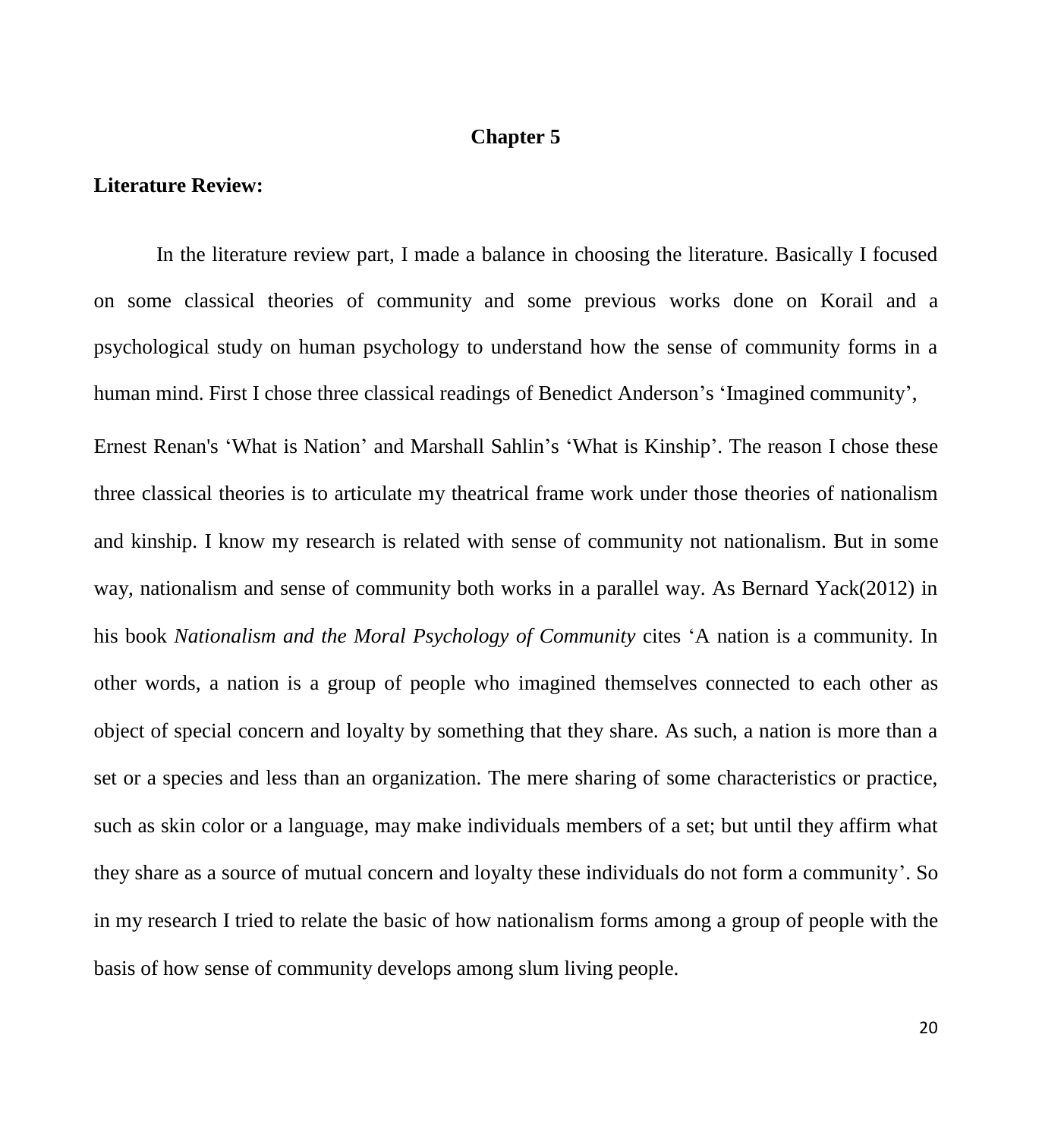## Chapter 5

**Literature Review:**

In the literature review part, I made a balance in choosing the literature. Basically I focused on some classical theories of community and some previous works done on Korail and a psychological study on human psychology to understand how the sense of community forms in a human mind. First I chose three classical readings of Benedict Anderson's 'Imagined community', Ernest Renan's 'What is Nation' and Marshall Sahlin's 'What is Kinship'. The reason I chose these three classical theories is to articulate my theatrical frame work under those theories of nationalism and kinship. I know my research is related with sense of community not nationalism. But in some way, nationalism and sense of community both works in a parallel way. As Bernard Yack(2012) in his book *Nationalism and the Moral Psychology of Community* cites 'A nation is a community. In other words, a nation is a group of people who imagined themselves connected to each other as object of special concern and loyalty by something that they share. As such, a nation is more than a set or a species and less than an organization. The mere sharing of some characteristics or practice, such as skin color or a language, may make individuals members of a set; but until they affirm what they share as a source of mutual concern and loyalty these individuals do not form a community'. So in my research I tried to relate the basic of how nationalism forms among a group of people with the basis of how sense of community develops among slum living people.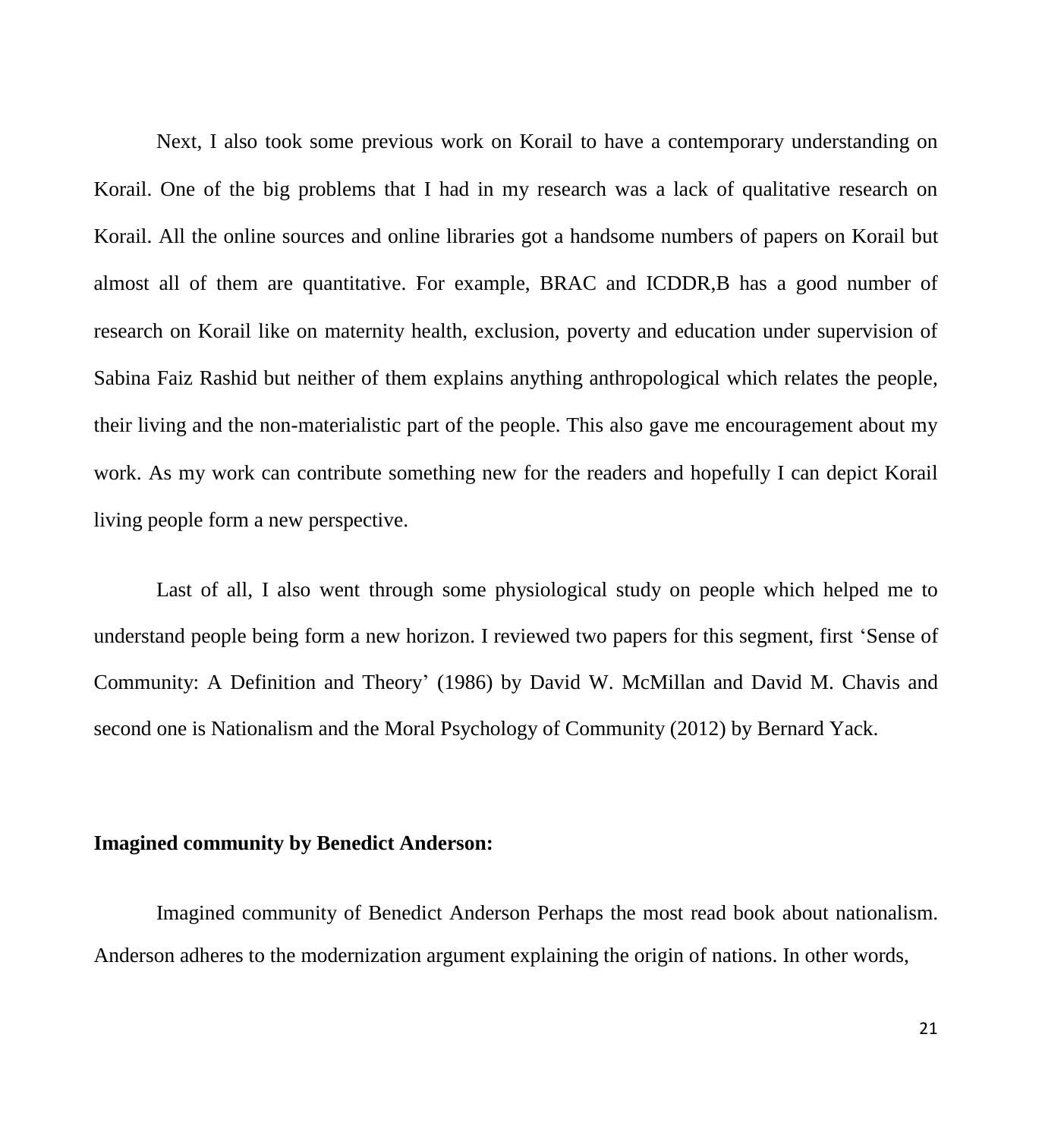Next, I also took some previous work on Korail to have a contemporary understanding on Korail. One of the big problems that I had in my research was a lack of qualitative research on Korail. All the online sources and online libraries got a handsome numbers of papers on Korail but almost all of them are quantitative. For example, BRAC and ICDDR,B has a good number of research on Korail like on maternity health, exclusion, poverty and education under supervision of Sabina Faiz Rashid but neither of them explains anything anthropological which relates the people, their living and the non-materialistic part of the people. This also gave me encouragement about my work. As my work can contribute something new for the readers and hopefully I can depict Korail living people form a new perspective.

Last of all, I also went through some physiological study on people which helped me to understand people being form a new horizon. I reviewed two papers for this segment, first 'Sense of Community: A Definition and Theory' (1986) by David W. McMillan and David M. Chavis and second one is Nationalism and the Moral Psychology of Community (2012) by Bernard Yack.

**Imagined community by Benedict Anderson:**

Imagined community of Benedict Anderson Perhaps the most read book about nationalism. Anderson adheres to the modernization argument explaining the origin of nations. In other words,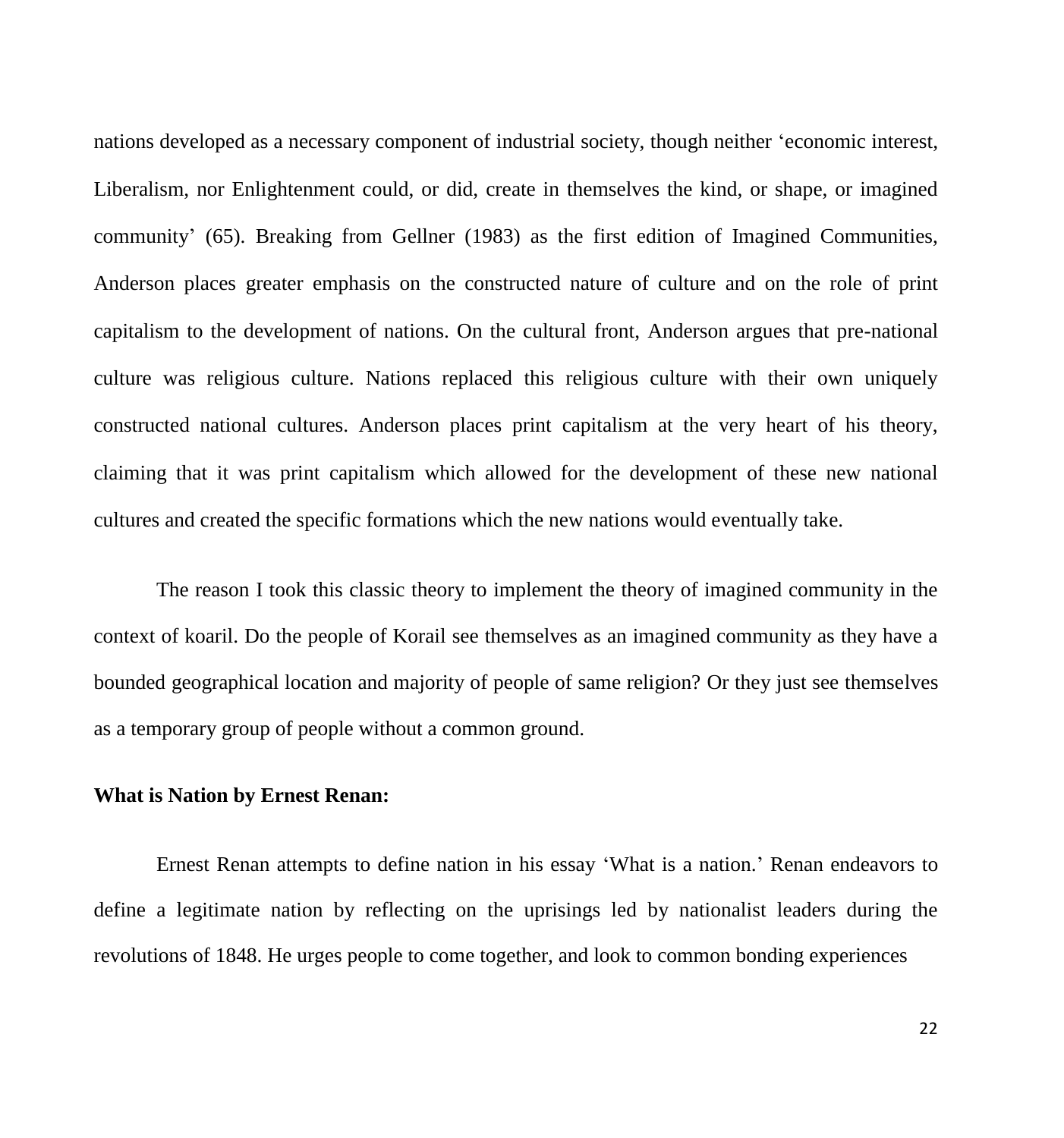nations developed as a necessary component of industrial society, though neither 'economic interest, Liberalism, nor Enlightenment could, or did, create in themselves the kind, or shape, or imagined community' (65). Breaking from Gellner (1983) as the first edition of Imagined Communities, Anderson places greater emphasis on the constructed nature of culture and on the role of print capitalism to the development of nations. On the cultural front, Anderson argues that pre-national culture was religious culture. Nations replaced this religious culture with their own uniquely constructed national cultures. Anderson places print capitalism at the very heart of his theory, claiming that it was print capitalism which allowed for the development of these new national cultures and created the specific formations which the new nations would eventually take.

The reason I took this classic theory to implement the theory of imagined community in the context of koaril. Do the people of Korail see themselves as an imagined community as they have a bounded geographical location and majority of people of same religion? Or they just see themselves as a temporary group of people without a common ground.

**What is Nation by Ernest Renan:**

Ernest Renan attempts to define nation in his essay 'What is a nation.' Renan endeavors to define a legitimate nation by reflecting on the uprisings led by nationalist leaders during the revolutions of 1848. He urges people to come together, and look to common bonding experiences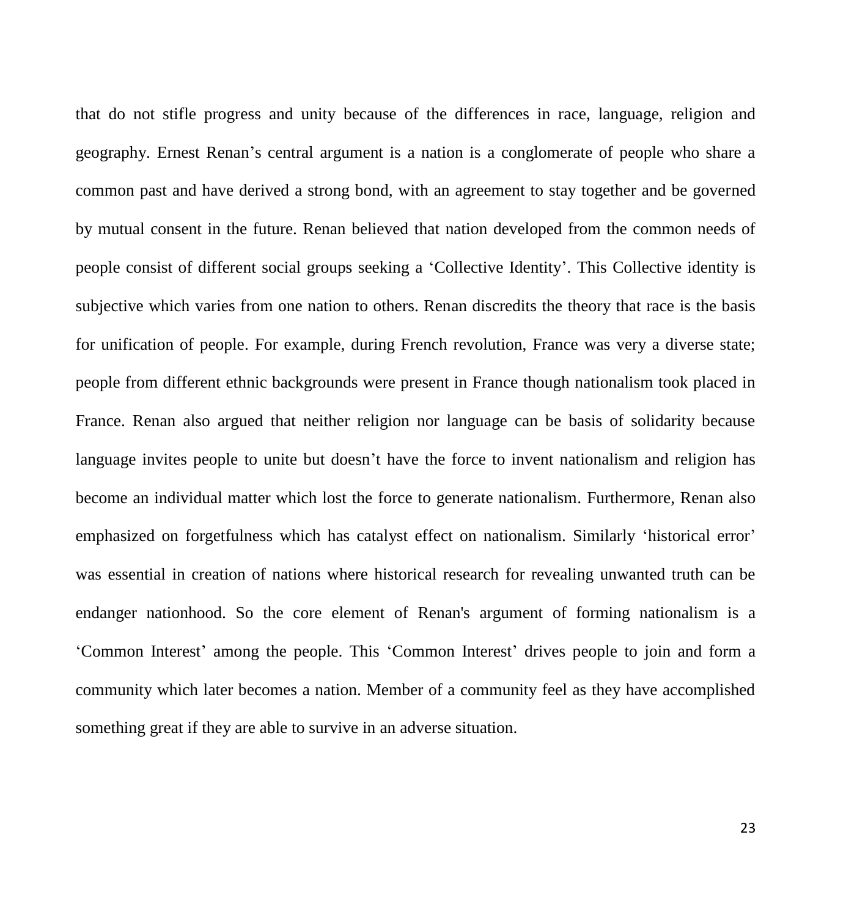that do not stifle progress and unity because of the differences in race, language, religion and geography. Ernest Renan's central argument is a nation is a conglomerate of people who share a common past and have derived a strong bond, with an agreement to stay together and be governed by mutual consent in the future. Renan believed that nation developed from the common needs of people consist of different social groups seeking a 'Collective Identity'. This Collective identity is subjective which varies from one nation to others. Renan discredits the theory that race is the basis for unification of people. For example, during French revolution, France was very a diverse state; people from different ethnic backgrounds were present in France though nationalism took placed in France. Renan also argued that neither religion nor language can be basis of solidarity because language invites people to unite but doesn't have the force to invent nationalism and religion has become an individual matter which lost the force to generate nationalism. Furthermore, Renan also emphasized on forgetfulness which has catalyst effect on nationalism. Similarly 'historical error' was essential in creation of nations where historical research for revealing unwanted truth can be endanger nationhood. So the core element of Renan's argument of forming nationalism is a 'Common Interest' among the people. This 'Common Interest' drives people to join and form a community which later becomes a nation. Member of a community feel as they have accomplished something great if they are able to survive in an adverse situation.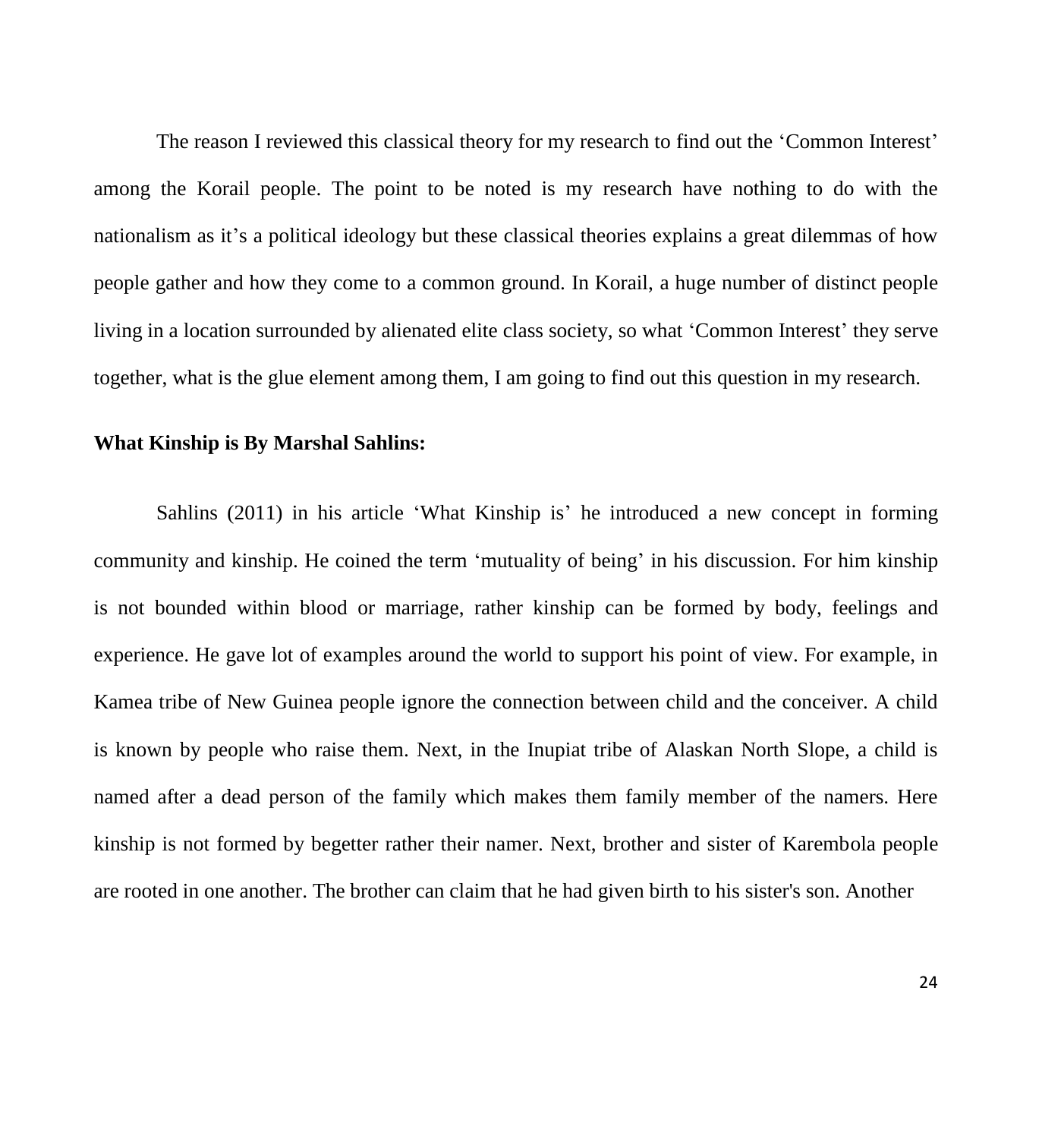The reason I reviewed this classical theory for my research to find out the 'Common Interest' among the Korail people. The point to be noted is my research have nothing to do with the nationalism as it's a political ideology but these classical theories explains a great dilemmas of how people gather and how they come to a common ground. In Korail, a huge number of distinct people living in a location surrounded by alienated elite class society, so what 'Common Interest' they serve together, what is the glue element among them, I am going to find out this question in my research.

**What Kinship is By Marshal Sahlins:**

Sahlins (2011) in his article 'What Kinship is' he introduced a new concept in forming community and kinship. He coined the term 'mutuality of being' in his discussion. For him kinship is not bounded within blood or marriage, rather kinship can be formed by body, feelings and experience. He gave lot of examples around the world to support his point of view. For example, in Kamea tribe of New Guinea people ignore the connection between child and the conceiver. A child is known by people who raise them. Next, in the Inupiat tribe of Alaskan North Slope, a child is named after a dead person of the family which makes them family member of the namers. Here kinship is not formed by begetter rather their namer. Next, brother and sister of Karembola people are rooted in one another. The brother can claim that he had given birth to his sister's son. Another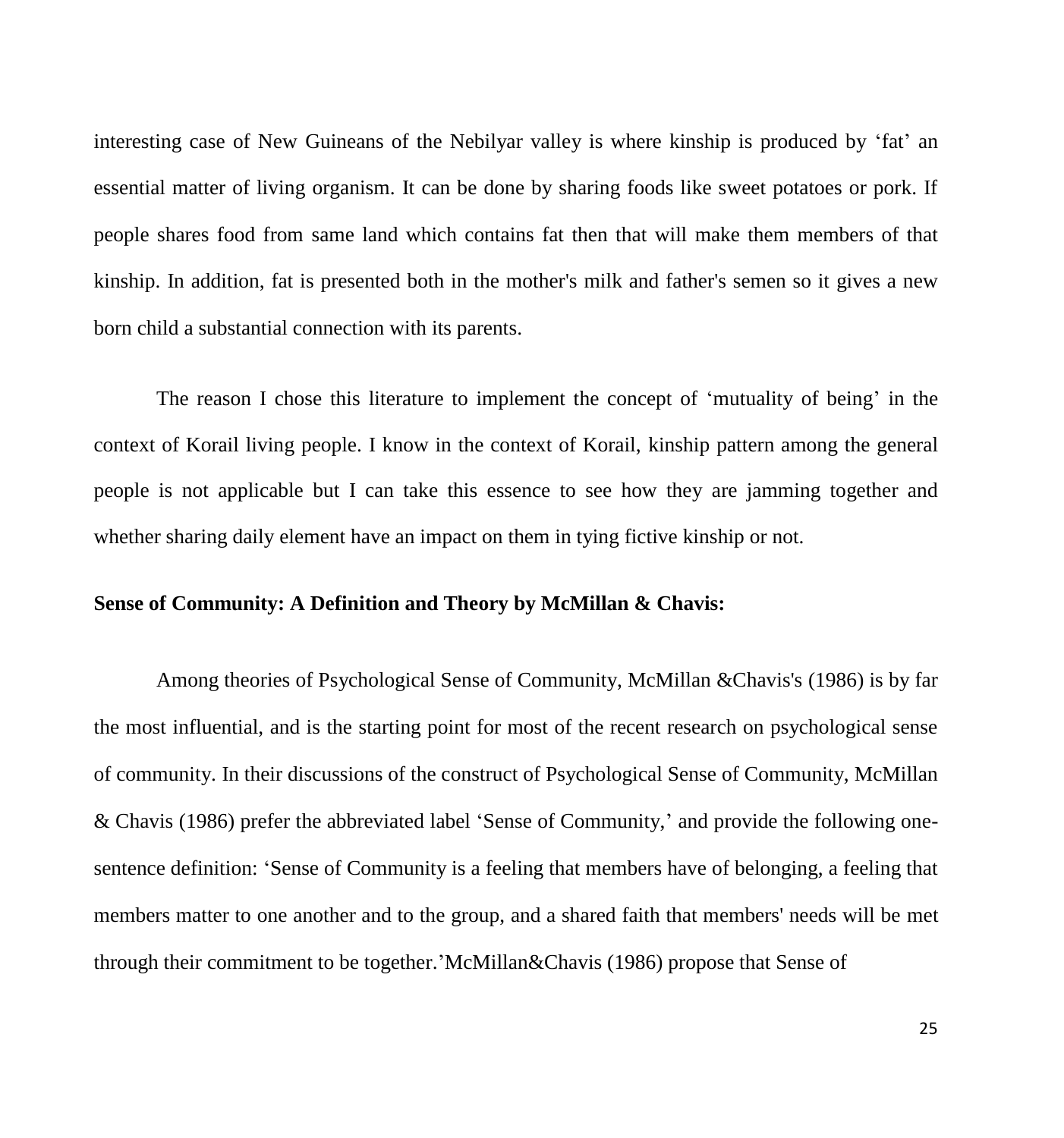interesting case of New Guineans of the Nebilyar valley is where kinship is produced by 'fat' an essential matter of living organism. It can be done by sharing foods like sweet potatoes or pork. If people shares food from same land which contains fat then that will make them members of that kinship. In addition, fat is presented both in the mother's milk and father's semen so it gives a new born child a substantial connection with its parents.

The reason I chose this literature to implement the concept of 'mutuality of being' in the context of Korail living people. I know in the context of Korail, kinship pattern among the general people is not applicable but I can take this essence to see how they are jamming together and whether sharing daily element have an impact on them in tying fictive kinship or not.

**Sense of Community: A Definition and Theory by McMillan & Chavis:**

Among theories of Psychological Sense of Community, McMillan &Chavis's (1986) is by far the most influential, and is the starting point for most of the recent research on psychological sense of community. In their discussions of the construct of Psychological Sense of Community, McMillan & Chavis (1986) prefer the abbreviated label 'Sense of Community,' and provide the following one-sentence definition: 'Sense of Community is a feeling that members have of belonging, a feeling that members matter to one another and to the group, and a shared faith that members' needs will be met through their commitment to be together.'McMillan&Chavis (1986) propose that Sense of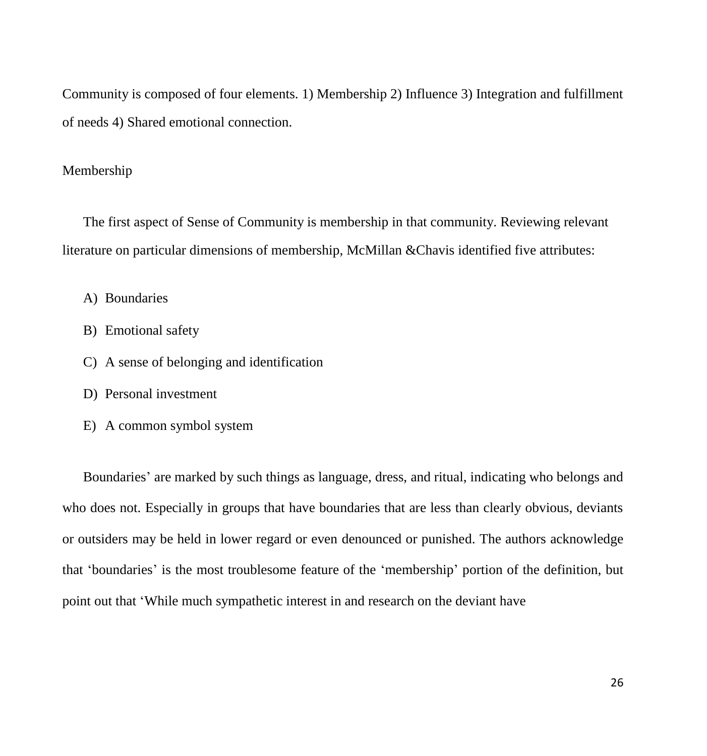Community is composed of four elements. 1) Membership 2) Influence 3) Integration and fulfillment of needs 4) Shared emotional connection.

## Membership

The first aspect of Sense of Community is membership in that community. Reviewing relevant literature on particular dimensions of membership, McMillan &Chavis identified five attributes:

A) Boundaries

B) Emotional safety

C) A sense of belonging and identification

D) Personal investment

E) A common symbol system

Boundaries' are marked by such things as language, dress, and ritual, indicating who belongs and who does not. Especially in groups that have boundaries that are less than clearly obvious, deviants or outsiders may be held in lower regard or even denounced or punished. The authors acknowledge that 'boundaries' is the most troublesome feature of the 'membership' portion of the definition, but point out that 'While much sympathetic interest in and research on the deviant have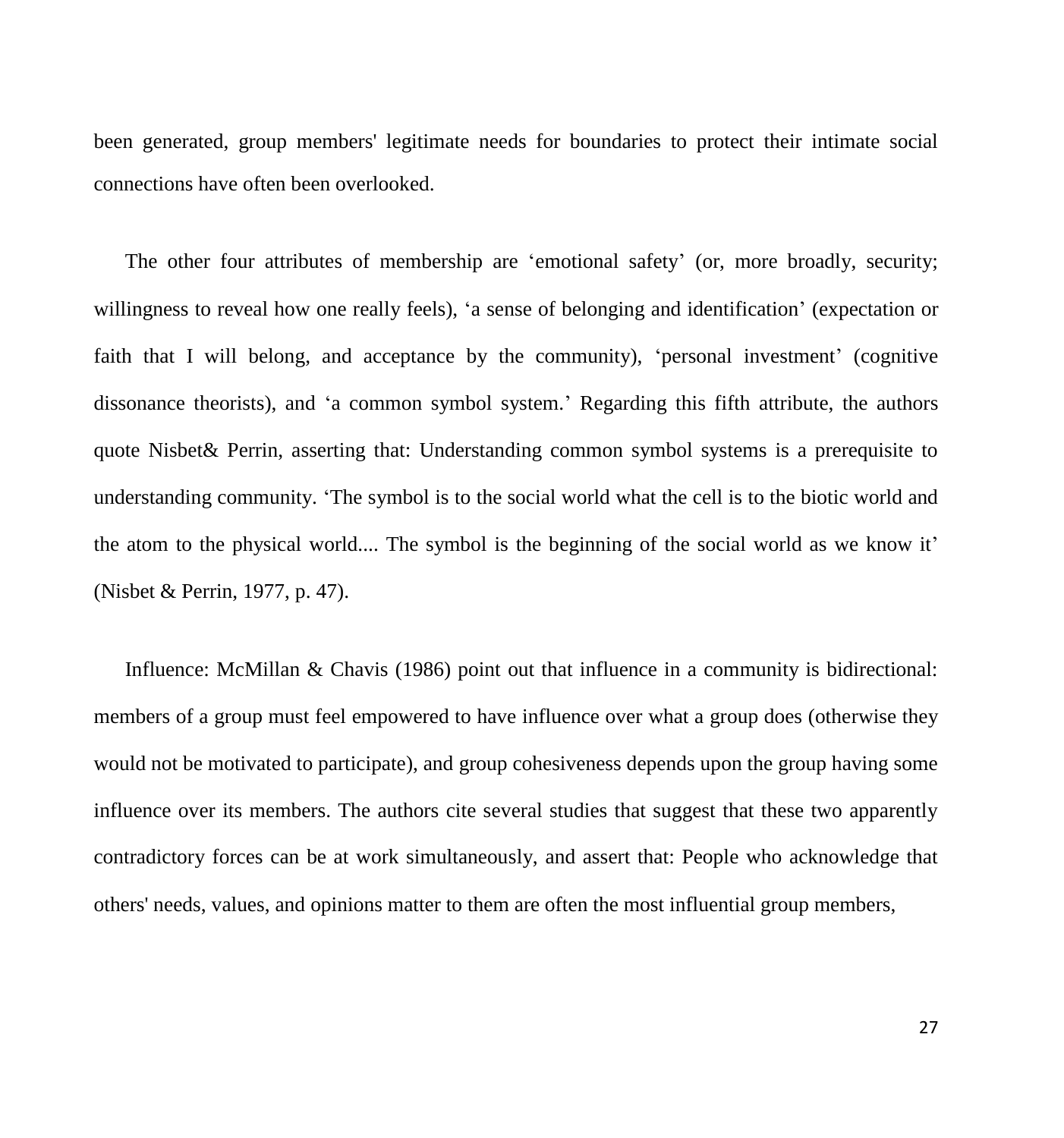been generated, group members' legitimate needs for boundaries to protect their intimate social connections have often been overlooked.

The other four attributes of membership are ‘emotional safety’ (or, more broadly, security; willingness to reveal how one really feels), ‘a sense of belonging and identification’ (expectation or faith that I will belong, and acceptance by the community), ‘personal investment’ (cognitive dissonance theorists), and ‘a common symbol system.’ Regarding this fifth attribute, the authors quote Nisbet& Perrin, asserting that: Understanding common symbol systems is a prerequisite to understanding community. ‘The symbol is to the social world what the cell is to the biotic world and the atom to the physical world.... The symbol is the beginning of the social world as we know it’ (Nisbet & Perrin, 1977, p. 47).

Influence: McMillan & Chavis (1986) point out that influence in a community is bidirectional: members of a group must feel empowered to have influence over what a group does (otherwise they would not be motivated to participate), and group cohesiveness depends upon the group having some influence over its members. The authors cite several studies that suggest that these two apparently contradictory forces can be at work simultaneously, and assert that: People who acknowledge that others' needs, values, and opinions matter to them are often the most influential group members,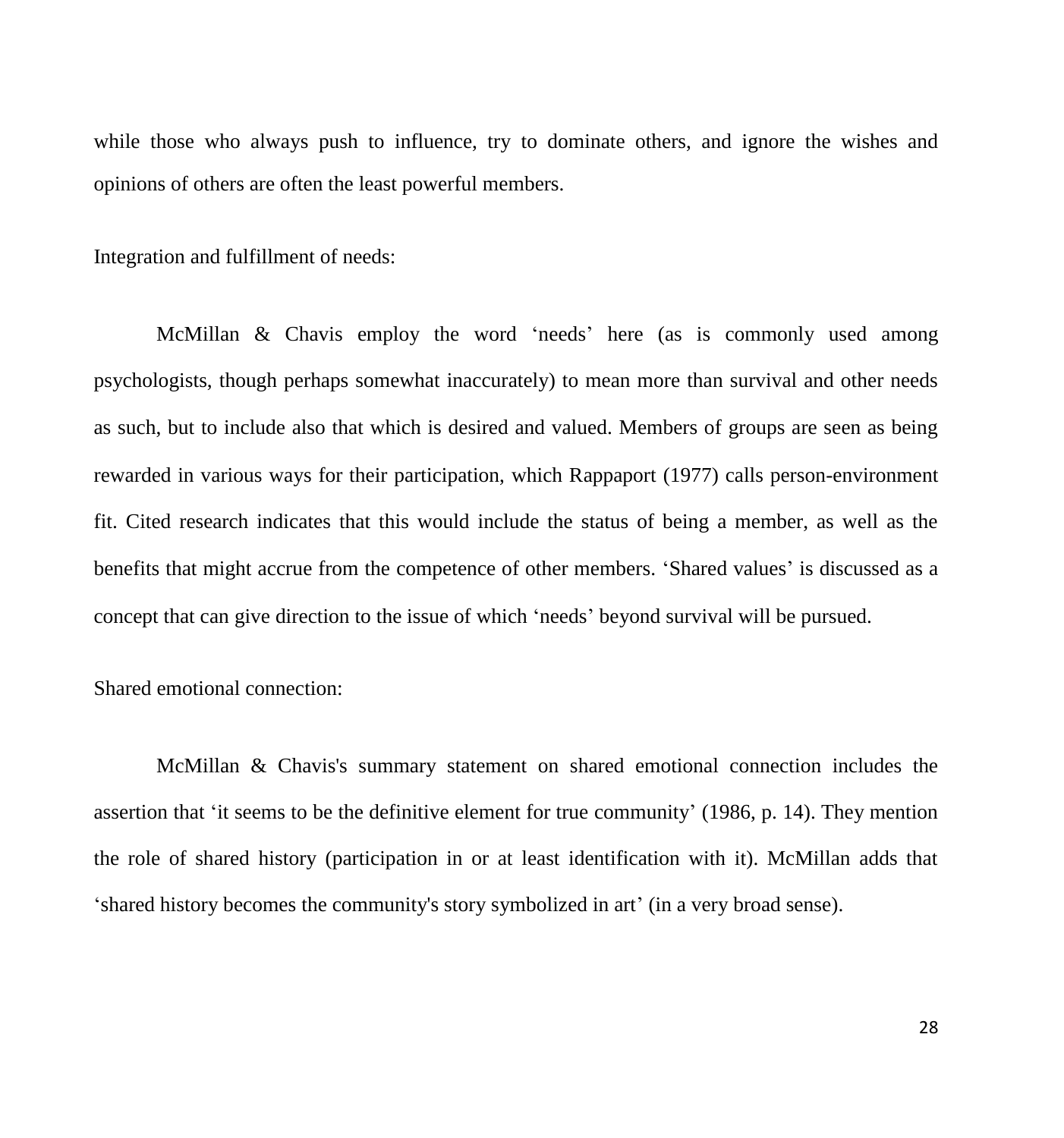while those who always push to influence, try to dominate others, and ignore the wishes and opinions of others are often the least powerful members.

Integration and fulfillment of needs:

McMillan & Chavis employ the word 'needs' here (as is commonly used among psychologists, though perhaps somewhat inaccurately) to mean more than survival and other needs as such, but to include also that which is desired and valued. Members of groups are seen as being rewarded in various ways for their participation, which Rappaport (1977) calls person-environment fit. Cited research indicates that this would include the status of being a member, as well as the benefits that might accrue from the competence of other members. 'Shared values' is discussed as a concept that can give direction to the issue of which 'needs' beyond survival will be pursued.

Shared emotional connection:

McMillan & Chavis's summary statement on shared emotional connection includes the assertion that 'it seems to be the definitive element for true community' (1986, p. 14). They mention the role of shared history (participation in or at least identification with it). McMillan adds that 'shared history becomes the community's story symbolized in art' (in a very broad sense).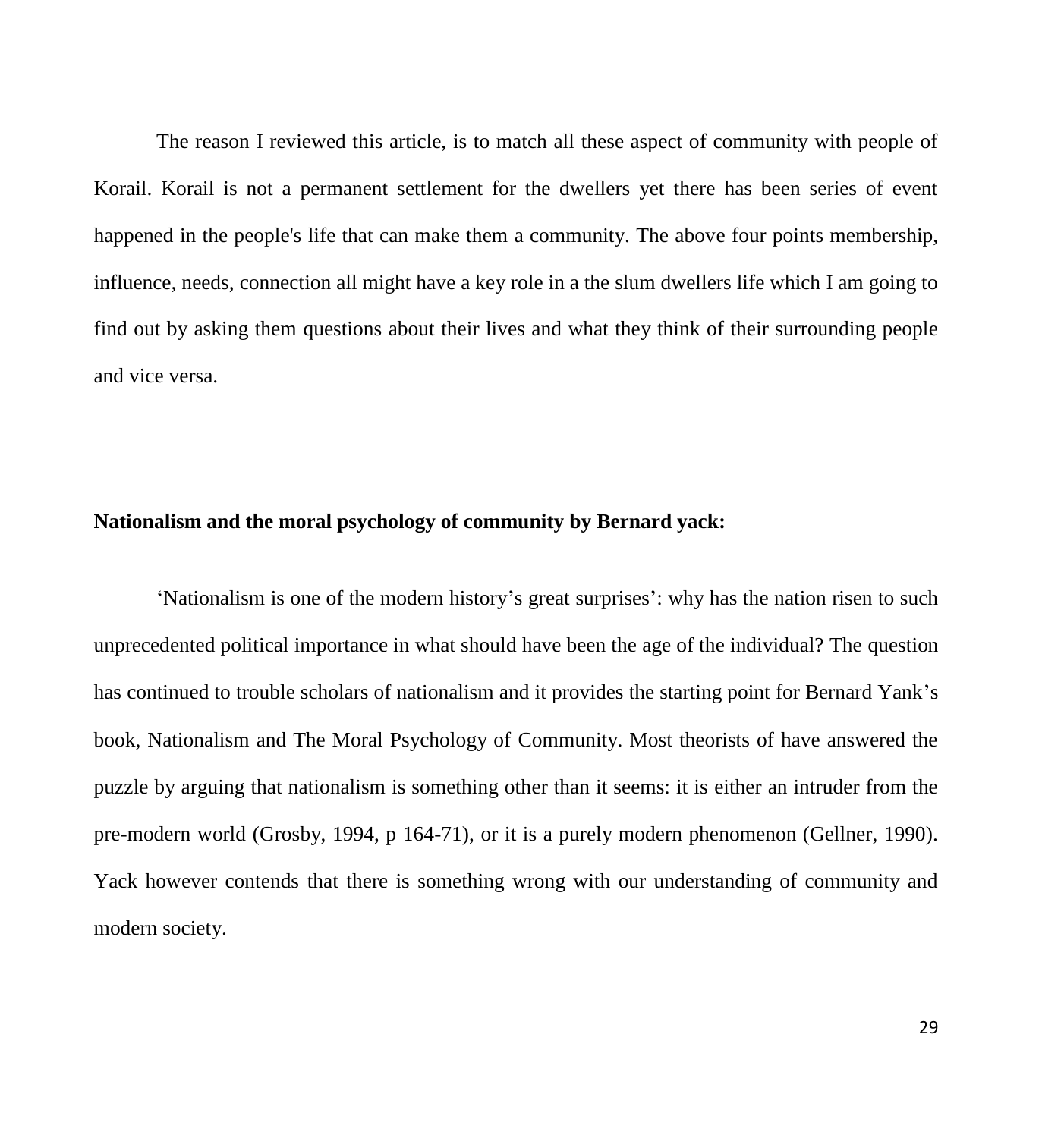The reason I reviewed this article, is to match all these aspect of community with people of Korail. Korail is not a permanent settlement for the dwellers yet there has been series of event happened in the people's life that can make them a community. The above four points membership, influence, needs, connection all might have a key role in a the slum dwellers life which I am going to find out by asking them questions about their lives and what they think of their surrounding people and vice versa.

**Nationalism and the moral psychology of community by Bernard yack:**

'Nationalism is one of the modern history's great surprises': why has the nation risen to such unprecedented political importance in what should have been the age of the individual? The question has continued to trouble scholars of nationalism and it provides the starting point for Bernard Yank's book, Nationalism and The Moral Psychology of Community. Most theorists of have answered the puzzle by arguing that nationalism is something other than it seems: it is either an intruder from the pre-modern world (Grosby, 1994, p 164-71), or it is a purely modern phenomenon (Gellner, 1990). Yack however contends that there is something wrong with our understanding of community and modern society.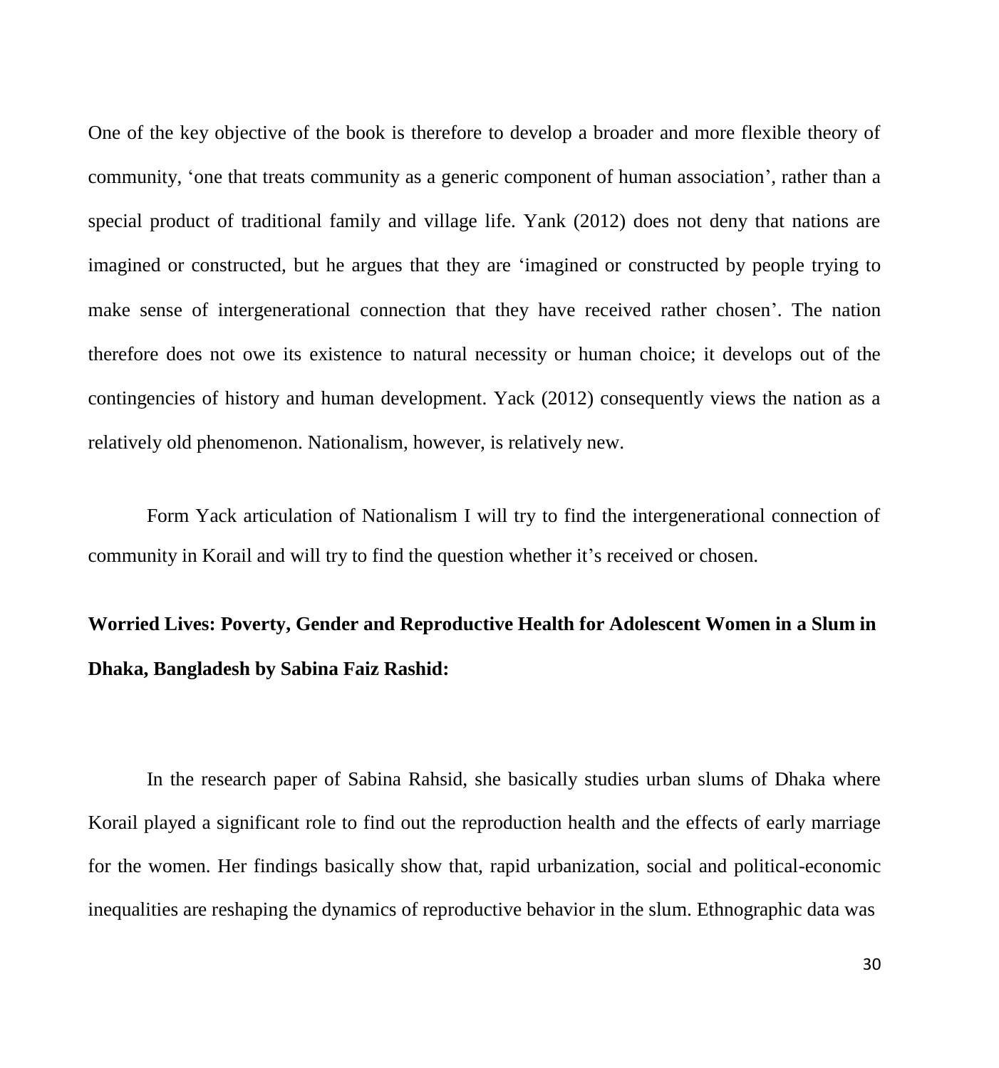One of the key objective of the book is therefore to develop a broader and more flexible theory of community, 'one that treats community as a generic component of human association', rather than a special product of traditional family and village life. Yank (2012) does not deny that nations are imagined or constructed, but he argues that they are 'imagined or constructed by people trying to make sense of intergenerational connection that they have received rather chosen'. The nation therefore does not owe its existence to natural necessity or human choice; it develops out of the contingencies of history and human development. Yack (2012) consequently views the nation as a relatively old phenomenon. Nationalism, however, is relatively new.

Form Yack articulation of Nationalism I will try to find the intergenerational connection of community in Korail and will try to find the question whether it's received or chosen.

**Worried Lives: Poverty, Gender and Reproductive Health for Adolescent Women in a Slum in Dhaka, Bangladesh by Sabina Faiz Rashid:**

In the research paper of Sabina Rahsid, she basically studies urban slums of Dhaka where Korail played a significant role to find out the reproduction health and the effects of early marriage for the women. Her findings basically show that, rapid urbanization, social and political-economic inequalities are reshaping the dynamics of reproductive behavior in the slum. Ethnographic data was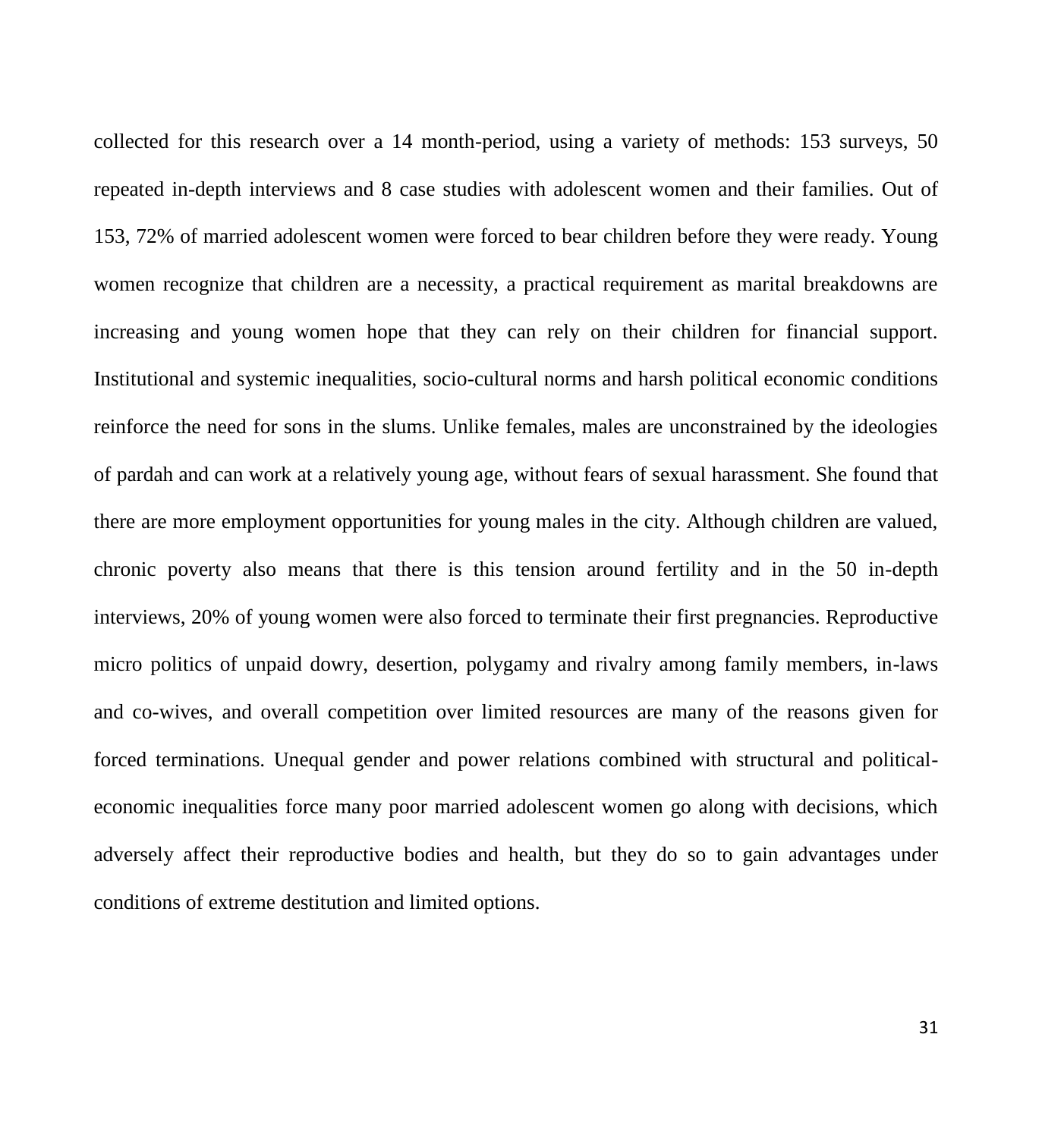collected for this research over a 14 month-period, using a variety of methods: 153 surveys, 50 repeated in-depth interviews and 8 case studies with adolescent women and their families. Out of 153, 72% of married adolescent women were forced to bear children before they were ready. Young women recognize that children are a necessity, a practical requirement as marital breakdowns are increasing and young women hope that they can rely on their children for financial support. Institutional and systemic inequalities, socio-cultural norms and harsh political economic conditions reinforce the need for sons in the slums. Unlike females, males are unconstrained by the ideologies of pardah and can work at a relatively young age, without fears of sexual harassment. She found that there are more employment opportunities for young males in the city. Although children are valued, chronic poverty also means that there is this tension around fertility and in the 50 in-depth interviews, 20% of young women were also forced to terminate their first pregnancies. Reproductive micro politics of unpaid dowry, desertion, polygamy and rivalry among family members, in-laws and co-wives, and overall competition over limited resources are many of the reasons given for forced terminations. Unequal gender and power relations combined with structural and political-economic inequalities force many poor married adolescent women go along with decisions, which adversely affect their reproductive bodies and health, but they do so to gain advantages under conditions of extreme destitution and limited options.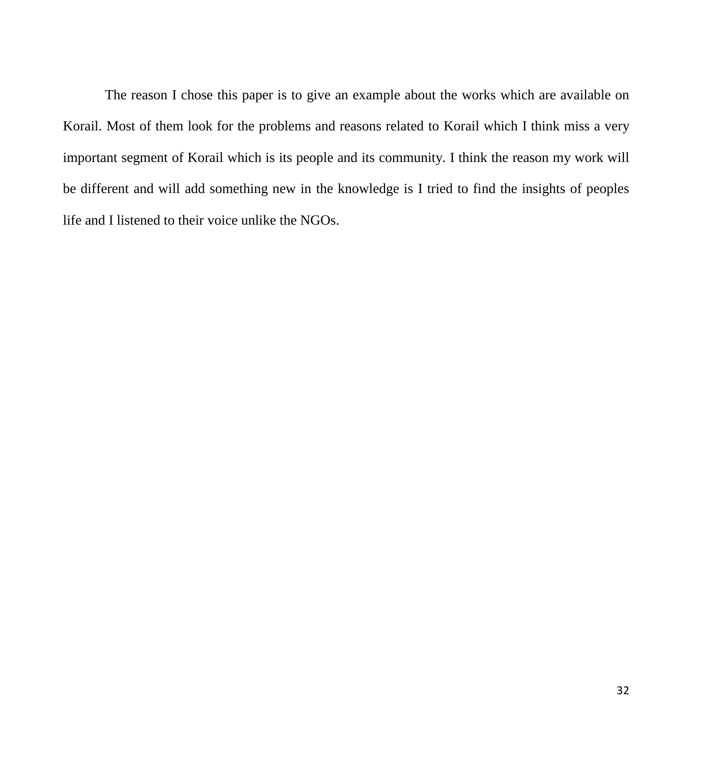The reason I chose this paper is to give an example about the works which are available on Korail. Most of them look for the problems and reasons related to Korail which I think miss a very important segment of Korail which is its people and its community. I think the reason my work will be different and will add something new in the knowledge is I tried to find the insights of peoples life and I listened to their voice unlike the NGOs.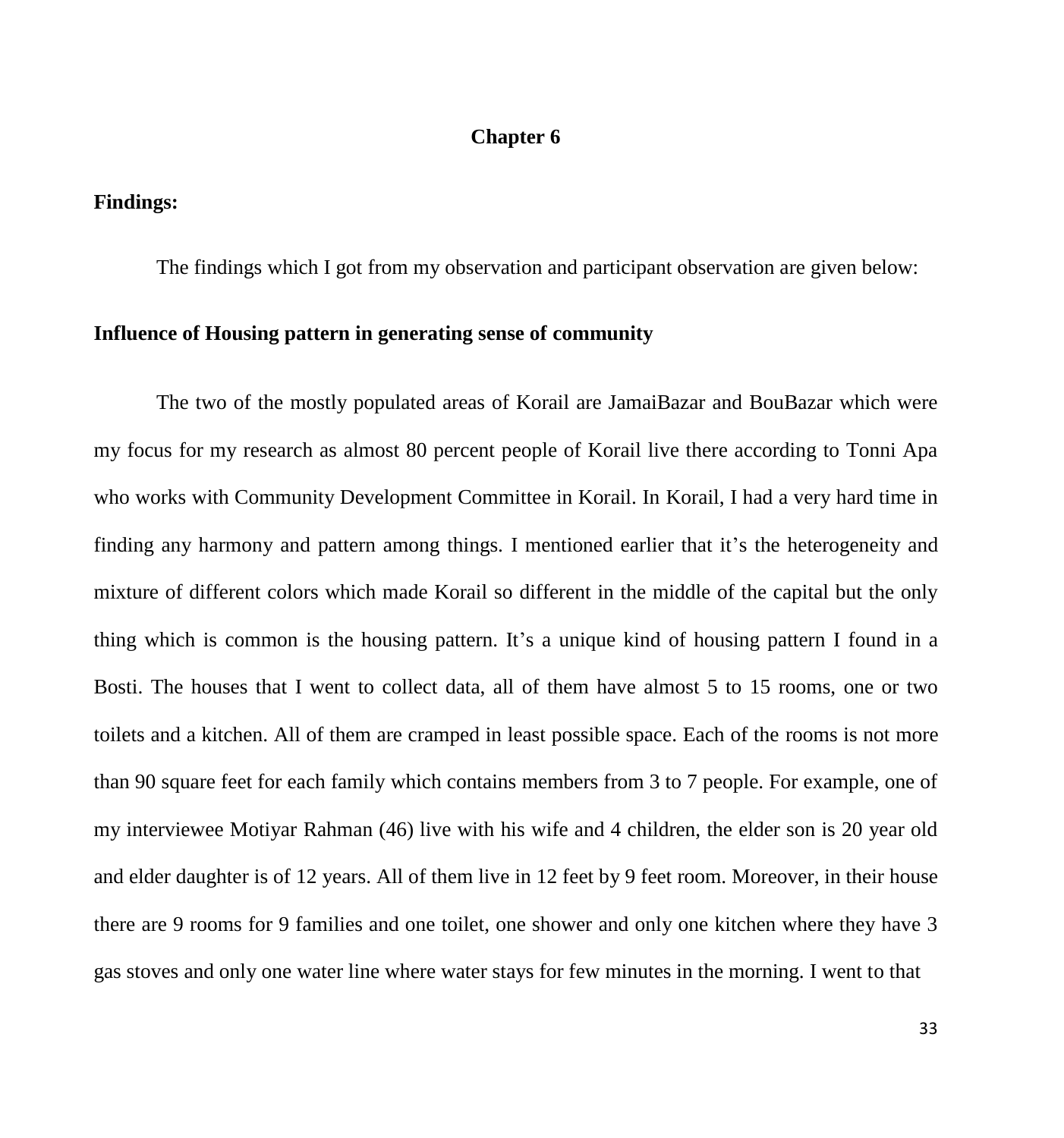# Chapter 6

## Findings:

The findings which I got from my observation and participant observation are given below:

### Influence of Housing pattern in generating sense of community

The two of the mostly populated areas of Korail are JamaiBazar and BouBazar which were my focus for my research as almost 80 percent people of Korail live there according to Tonni Apa who works with Community Development Committee in Korail. In Korail, I had a very hard time in finding any harmony and pattern among things. I mentioned earlier that it's the heterogeneity and mixture of different colors which made Korail so different in the middle of the capital but the only thing which is common is the housing pattern. It's a unique kind of housing pattern I found in a Bosti. The houses that I went to collect data, all of them have almost 5 to 15 rooms, one or two toilets and a kitchen. All of them are cramped in least possible space. Each of the rooms is not more than 90 square feet for each family which contains members from 3 to 7 people. For example, one of my interviewee Motiyar Rahman (46) live with his wife and 4 children, the elder son is 20 year old and elder daughter is of 12 years. All of them live in 12 feet by 9 feet room. Moreover, in their house there are 9 rooms for 9 families and one toilet, one shower and only one kitchen where they have 3 gas stoves and only one water line where water stays for few minutes in the morning. I went to that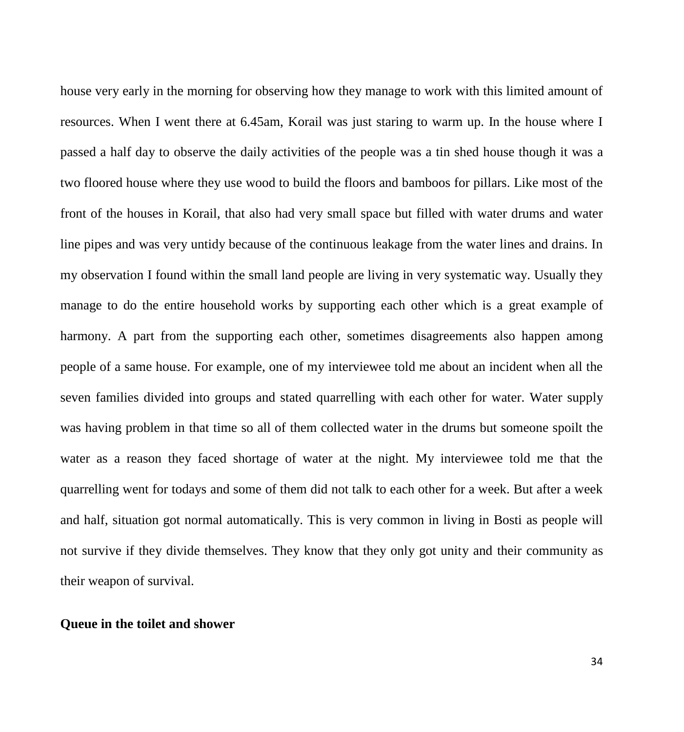house very early in the morning for observing how they manage to work with this limited amount of resources. When I went there at 6.45am, Korail was just staring to warm up. In the house where I passed a half day to observe the daily activities of the people was a tin shed house though it was a two floored house where they use wood to build the floors and bamboos for pillars. Like most of the front of the houses in Korail, that also had very small space but filled with water drums and water line pipes and was very untidy because of the continuous leakage from the water lines and drains. In my observation I found within the small land people are living in very systematic way. Usually they manage to do the entire household works by supporting each other which is a great example of harmony. A part from the supporting each other, sometimes disagreements also happen among people of a same house. For example, one of my interviewee told me about an incident when all the seven families divided into groups and stated quarrelling with each other for water. Water supply was having problem in that time so all of them collected water in the drums but someone spoilt the water as a reason they faced shortage of water at the night. My interviewee told me that the quarrelling went for todays and some of them did not talk to each other for a week. But after a week and half, situation got normal automatically. This is very common in living in Bosti as people will not survive if they divide themselves. They know that they only got unity and their community as their weapon of survival.

**Queue in the toilet and shower**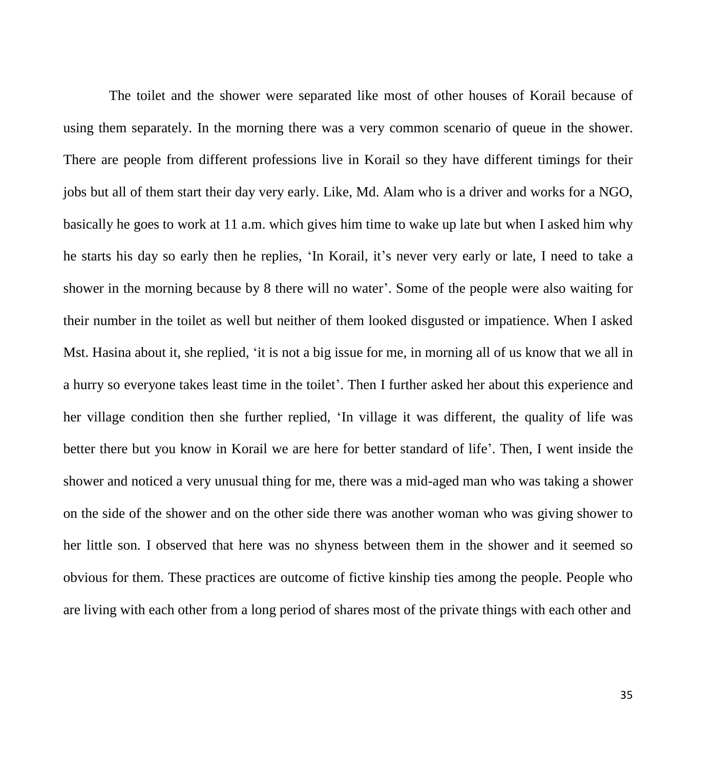The toilet and the shower were separated like most of other houses of Korail because of using them separately. In the morning there was a very common scenario of queue in the shower. There are people from different professions live in Korail so they have different timings for their jobs but all of them start their day very early. Like, Md. Alam who is a driver and works for a NGO, basically he goes to work at 11 a.m. which gives him time to wake up late but when I asked him why he starts his day so early then he replies, 'In Korail, it's never very early or late, I need to take a shower in the morning because by 8 there will no water'. Some of the people were also waiting for their number in the toilet as well but neither of them looked disgusted or impatience. When I asked Mst. Hasina about it, she replied, 'it is not a big issue for me, in morning all of us know that we all in a hurry so everyone takes least time in the toilet'. Then I further asked her about this experience and her village condition then she further replied, 'In village it was different, the quality of life was better there but you know in Korail we are here for better standard of life'. Then, I went inside the shower and noticed a very unusual thing for me, there was a mid-aged man who was taking a shower on the side of the shower and on the other side there was another woman who was giving shower to her little son. I observed that here was no shyness between them in the shower and it seemed so obvious for them. These practices are outcome of fictive kinship ties among the people. People who are living with each other from a long period of shares most of the private things with each other and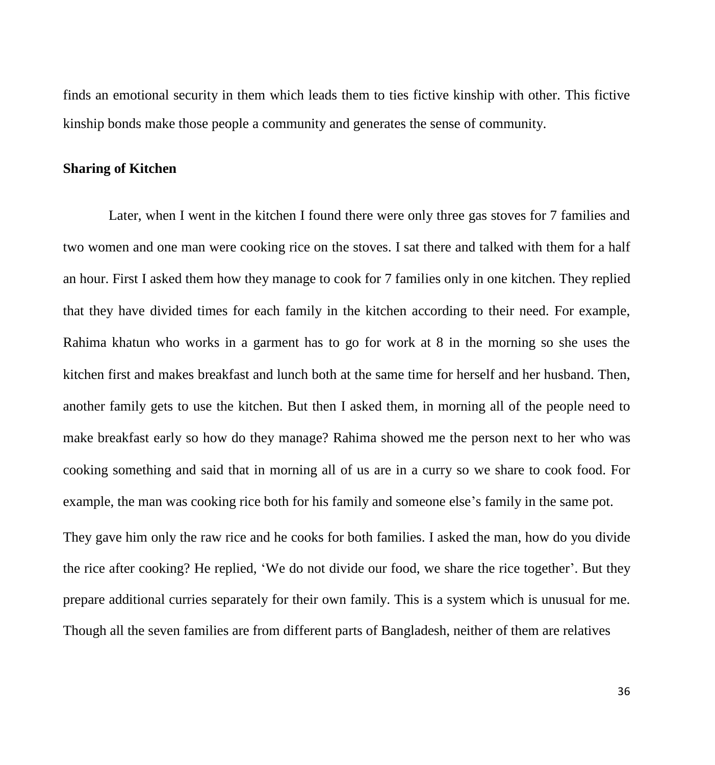finds an emotional security in them which leads them to ties fictive kinship with other. This fictive kinship bonds make those people a community and generates the sense of community.

### Sharing of Kitchen

Later, when I went in the kitchen I found there were only three gas stoves for 7 families and two women and one man were cooking rice on the stoves. I sat there and talked with them for a half an hour. First I asked them how they manage to cook for 7 families only in one kitchen. They replied that they have divided times for each family in the kitchen according to their need. For example, Rahima khatun who works in a garment has to go for work at 8 in the morning so she uses the kitchen first and makes breakfast and lunch both at the same time for herself and her husband. Then, another family gets to use the kitchen. But then I asked them, in morning all of the people need to make breakfast early so how do they manage? Rahima showed me the person next to her who was cooking something and said that in morning all of us are in a curry so we share to cook food. For example, the man was cooking rice both for his family and someone else's family in the same pot.

They gave him only the raw rice and he cooks for both families. I asked the man, how do you divide the rice after cooking? He replied, 'We do not divide our food, we share the rice together'. But they prepare additional curries separately for their own family. This is a system which is unusual for me. Though all the seven families are from different parts of Bangladesh, neither of them are relatives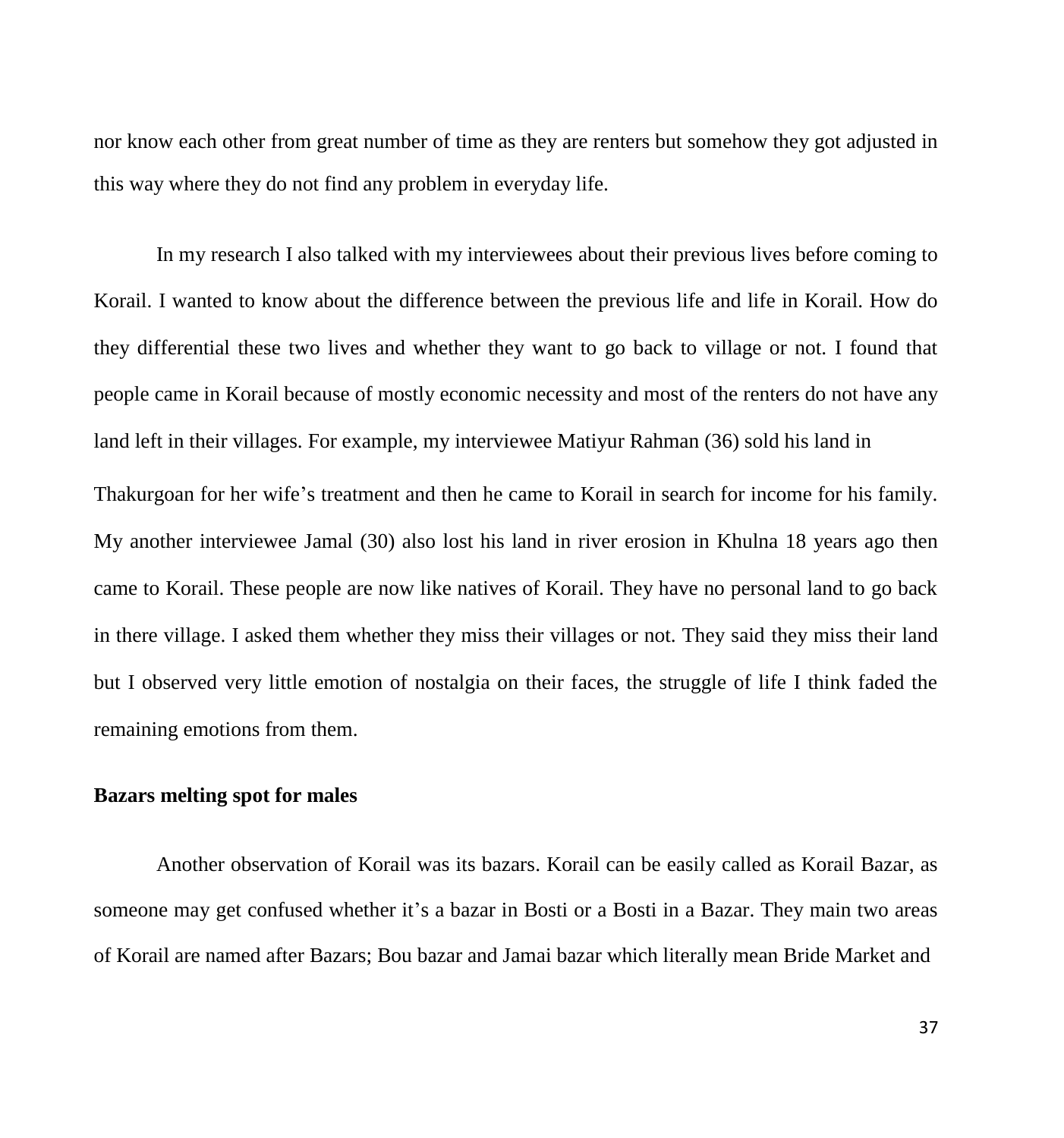nor know each other from great number of time as they are renters but somehow they got adjusted in this way where they do not find any problem in everyday life.

In my research I also talked with my interviewees about their previous lives before coming to Korail. I wanted to know about the difference between the previous life and life in Korail. How do they differential these two lives and whether they want to go back to village or not. I found that people came in Korail because of mostly economic necessity and most of the renters do not have any land left in their villages. For example, my interviewee Matiyur Rahman (36) sold his land in Thakurgoan for her wife's treatment and then he came to Korail in search for income for his family. My another interviewee Jamal (30) also lost his land in river erosion in Khulna 18 years ago then came to Korail. These people are now like natives of Korail. They have no personal land to go back in there village. I asked them whether they miss their villages or not. They said they miss their land but I observed very little emotion of nostalgia on their faces, the struggle of life I think faded the remaining emotions from them.

**Bazars melting spot for males**

Another observation of Korail was its bazars. Korail can be easily called as Korail Bazar, as someone may get confused whether it's a bazar in Bosti or a Bosti in a Bazar. They main two areas of Korail are named after Bazars; Bou bazar and Jamai bazar which literally mean Bride Market and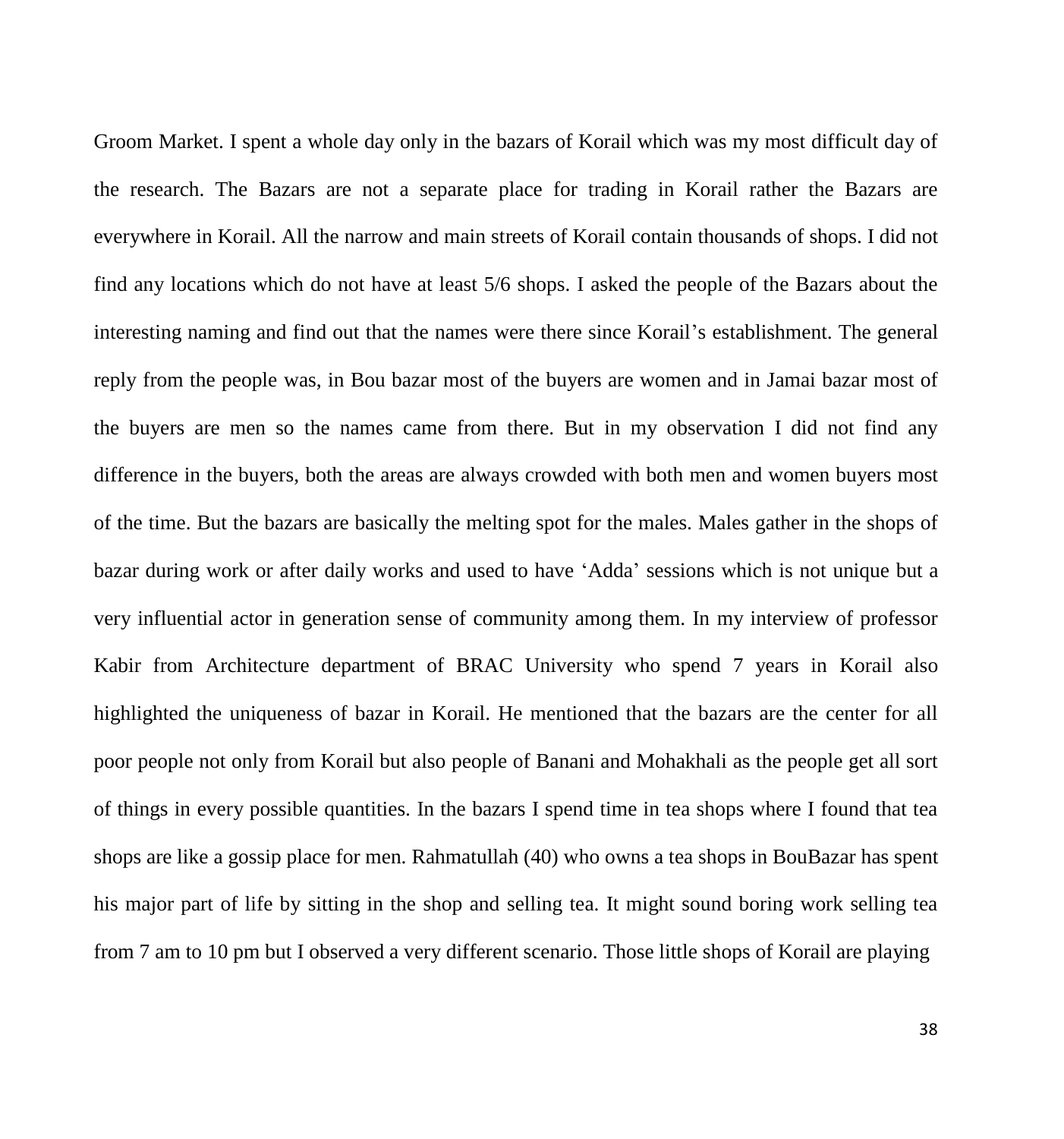Groom Market. I spent a whole day only in the bazars of Korail which was my most difficult day of the research. The Bazars are not a separate place for trading in Korail rather the Bazars are everywhere in Korail. All the narrow and main streets of Korail contain thousands of shops. I did not find any locations which do not have at least 5/6 shops. I asked the people of the Bazars about the interesting naming and find out that the names were there since Korail's establishment. The general reply from the people was, in Bou bazar most of the buyers are women and in Jamai bazar most of the buyers are men so the names came from there. But in my observation I did not find any difference in the buyers, both the areas are always crowded with both men and women buyers most of the time. But the bazars are basically the melting spot for the males. Males gather in the shops of bazar during work or after daily works and used to have 'Adda' sessions which is not unique but a very influential actor in generation sense of community among them. In my interview of professor Kabir from Architecture department of BRAC University who spend 7 years in Korail also highlighted the uniqueness of bazar in Korail. He mentioned that the bazars are the center for all poor people not only from Korail but also people of Banani and Mohakhali as the people get all sort of things in every possible quantities. In the bazars I spend time in tea shops where I found that tea shops are like a gossip place for men. Rahmatullah (40) who owns a tea shops in BouBazar has spent his major part of life by sitting in the shop and selling tea. It might sound boring work selling tea from 7 am to 10 pm but I observed a very different scenario. Those little shops of Korail are playing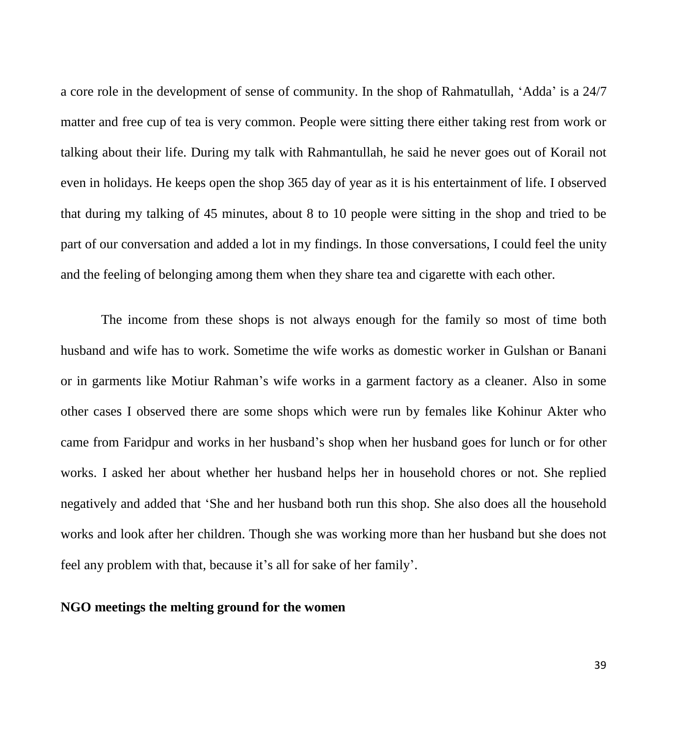a core role in the development of sense of community. In the shop of Rahmatullah, 'Adda' is a 24/7 matter and free cup of tea is very common. People were sitting there either taking rest from work or talking about their life. During my talk with Rahmantullah, he said he never goes out of Korail not even in holidays. He keeps open the shop 365 day of year as it is his entertainment of life. I observed that during my talking of 45 minutes, about 8 to 10 people were sitting in the shop and tried to be part of our conversation and added a lot in my findings. In those conversations, I could feel the unity and the feeling of belonging among them when they share tea and cigarette with each other.

The income from these shops is not always enough for the family so most of time both husband and wife has to work. Sometime the wife works as domestic worker in Gulshan or Banani or in garments like Motiur Rahman's wife works in a garment factory as a cleaner. Also in some other cases I observed there are some shops which were run by females like Kohinur Akter who came from Faridpur and works in her husband's shop when her husband goes for lunch or for other works. I asked her about whether her husband helps her in household chores or not. She replied negatively and added that 'She and her husband both run this shop. She also does all the household works and look after her children. Though she was working more than her husband but she does not feel any problem with that, because it's all for sake of her family'.

**NGO meetings the melting ground for the women**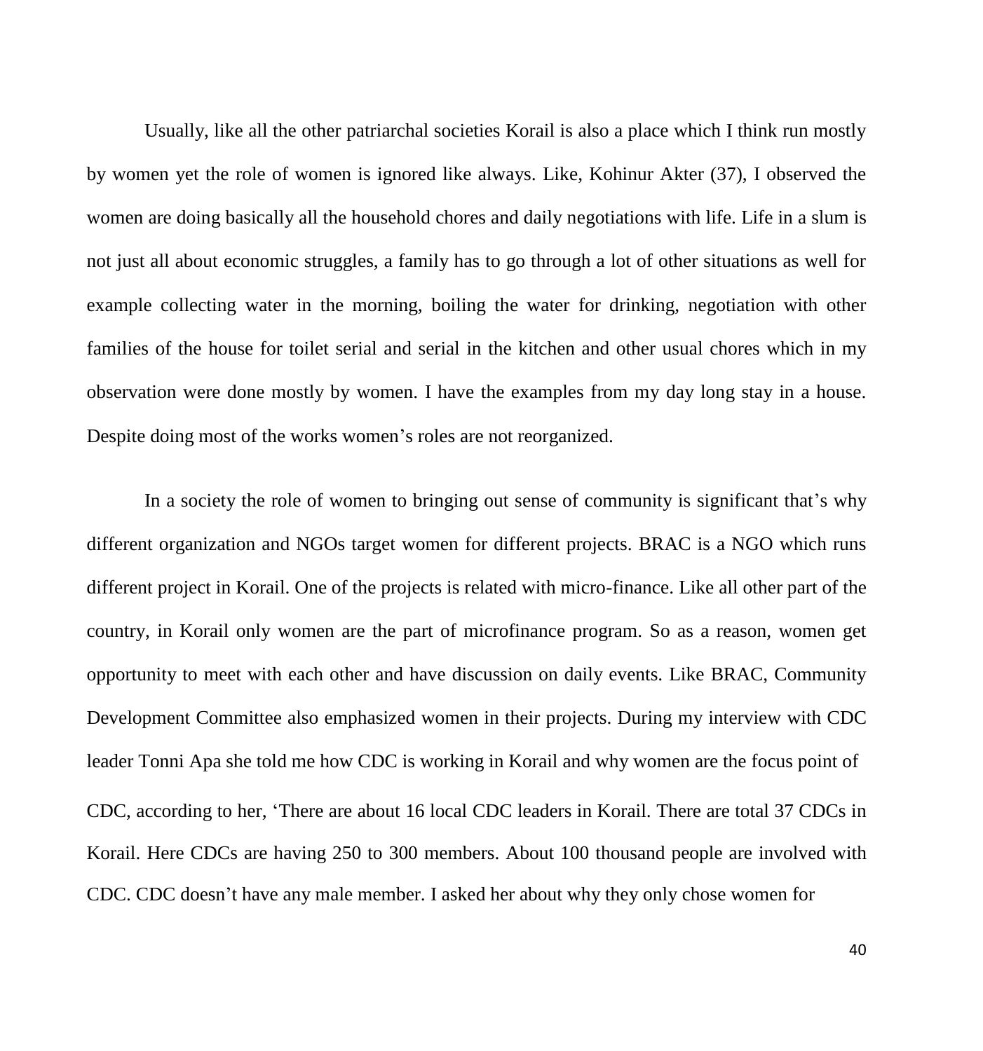Usually, like all the other patriarchal societies Korail is also a place which I think run mostly by women yet the role of women is ignored like always. Like, Kohinur Akter (37), I observed the women are doing basically all the household chores and daily negotiations with life. Life in a slum is not just all about economic struggles, a family has to go through a lot of other situations as well for example collecting water in the morning, boiling the water for drinking, negotiation with other families of the house for toilet serial and serial in the kitchen and other usual chores which in my observation were done mostly by women. I have the examples from my day long stay in a house. Despite doing most of the works women's roles are not reorganized.

In a society the role of women to bringing out sense of community is significant that's why different organization and NGOs target women for different projects. BRAC is a NGO which runs different project in Korail. One of the projects is related with micro-finance. Like all other part of the country, in Korail only women are the part of microfinance program. So as a reason, women get opportunity to meet with each other and have discussion on daily events. Like BRAC, Community Development Committee also emphasized women in their projects. During my interview with CDC leader Tonni Apa she told me how CDC is working in Korail and why women are the focus point of CDC, according to her, 'There are about 16 local CDC leaders in Korail. There are total 37 CDCs in Korail. Here CDCs are having 250 to 300 members. About 100 thousand people are involved with CDC. CDC doesn't have any male member. I asked her about why they only chose women for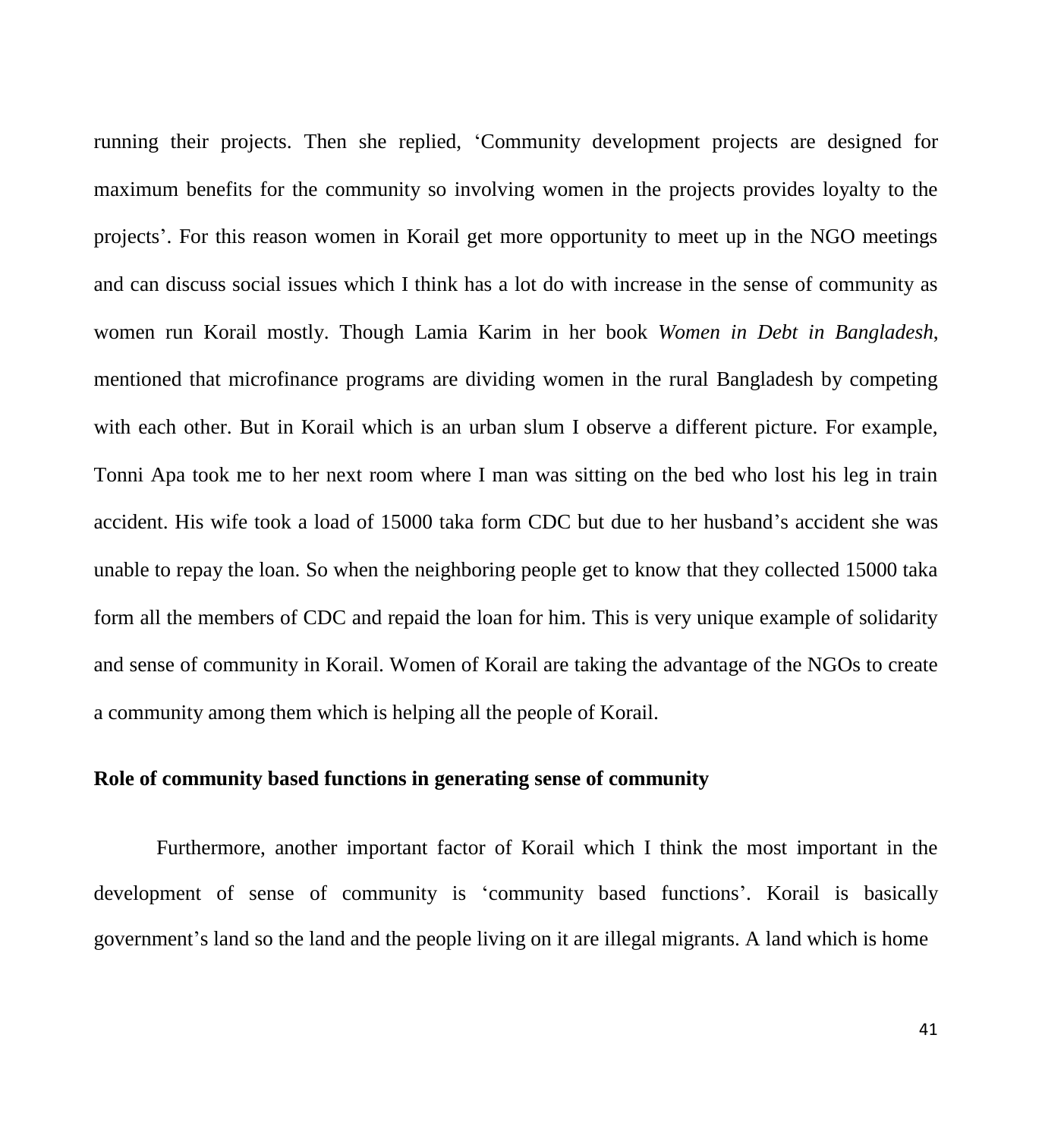running their projects. Then she replied, 'Community development projects are designed for maximum benefits for the community so involving women in the projects provides loyalty to the projects'. For this reason women in Korail get more opportunity to meet up in the NGO meetings and can discuss social issues which I think has a lot do with increase in the sense of community as women run Korail mostly. Though Lamia Karim in her book *Women in Debt in Bangladesh*, mentioned that microfinance programs are dividing women in the rural Bangladesh by competing with each other. But in Korail which is an urban slum I observe a different picture. For example, Tonni Apa took me to her next room where I man was sitting on the bed who lost his leg in train accident. His wife took a load of 15000 taka form CDC but due to her husband's accident she was unable to repay the loan. So when the neighboring people get to know that they collected 15000 taka form all the members of CDC and repaid the loan for him. This is very unique example of solidarity and sense of community in Korail. Women of Korail are taking the advantage of the NGOs to create a community among them which is helping all the people of Korail.

**Role of community based functions in generating sense of community**

Furthermore, another important factor of Korail which I think the most important in the development of sense of community is 'community based functions'. Korail is basically government's land so the land and the people living on it are illegal migrants. A land which is home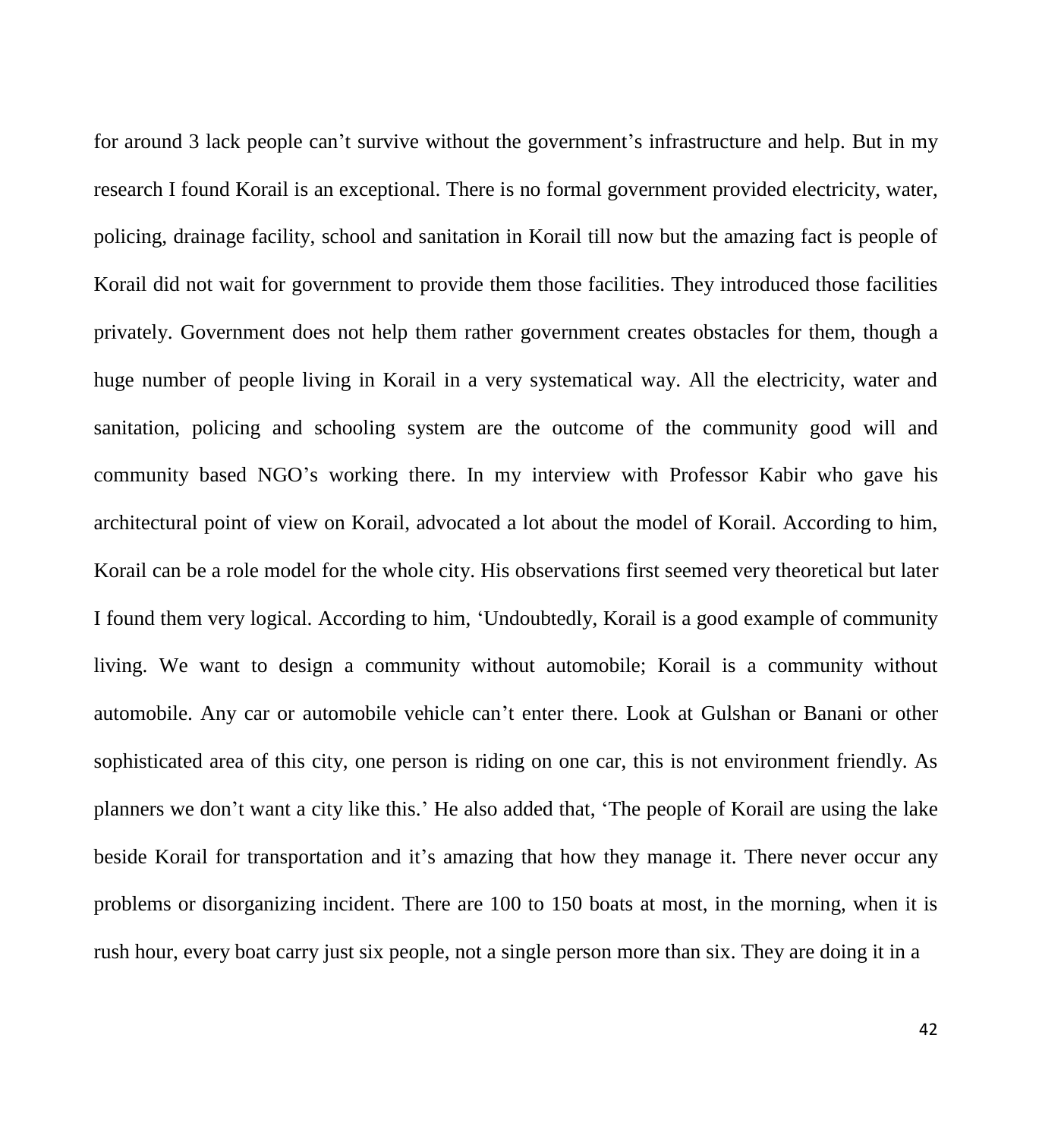for around 3 lack people can't survive without the government's infrastructure and help. But in my research I found Korail is an exceptional. There is no formal government provided electricity, water, policing, drainage facility, school and sanitation in Korail till now but the amazing fact is people of Korail did not wait for government to provide them those facilities. They introduced those facilities privately. Government does not help them rather government creates obstacles for them, though a huge number of people living in Korail in a very systematical way. All the electricity, water and sanitation, policing and schooling system are the outcome of the community good will and community based NGO's working there. In my interview with Professor Kabir who gave his architectural point of view on Korail, advocated a lot about the model of Korail. According to him, Korail can be a role model for the whole city. His observations first seemed very theoretical but later I found them very logical. According to him, 'Undoubtedly, Korail is a good example of community living. We want to design a community without automobile; Korail is a community without automobile. Any car or automobile vehicle can't enter there. Look at Gulshan or Banani or other sophisticated area of this city, one person is riding on one car, this is not environment friendly. As planners we don't want a city like this.' He also added that, 'The people of Korail are using the lake beside Korail for transportation and it's amazing that how they manage it. There never occur any problems or disorganizing incident. There are 100 to 150 boats at most, in the morning, when it is rush hour, every boat carry just six people, not a single person more than six. They are doing it in a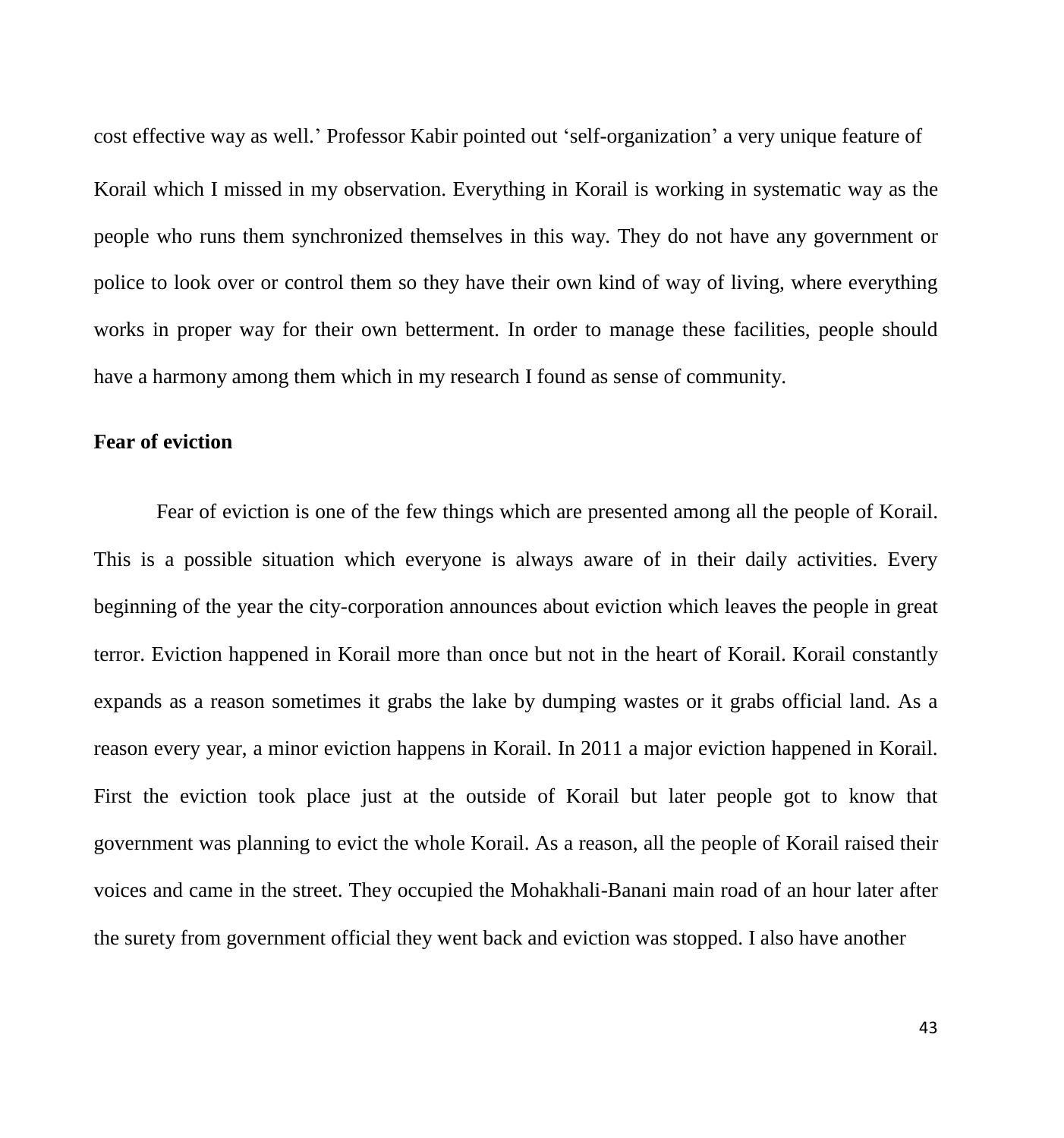cost effective way as well.' Professor Kabir pointed out 'self-organization' a very unique feature of Korail which I missed in my observation. Everything in Korail is working in systematic way as the people who runs them synchronized themselves in this way. They do not have any government or police to look over or control them so they have their own kind of way of living, where everything works in proper way for their own betterment. In order to manage these facilities, people should have a harmony among them which in my research I found as sense of community.

**Fear of eviction**

Fear of eviction is one of the few things which are presented among all the people of Korail. This is a possible situation which everyone is always aware of in their daily activities. Every beginning of the year the city-corporation announces about eviction which leaves the people in great terror. Eviction happened in Korail more than once but not in the heart of Korail. Korail constantly expands as a reason sometimes it grabs the lake by dumping wastes or it grabs official land. As a reason every year, a minor eviction happens in Korail. In 2011 a major eviction happened in Korail. First the eviction took place just at the outside of Korail but later people got to know that government was planning to evict the whole Korail. As a reason, all the people of Korail raised their voices and came in the street. They occupied the Mohakhali-Banani main road of an hour later after the surety from government official they went back and eviction was stopped. I also have another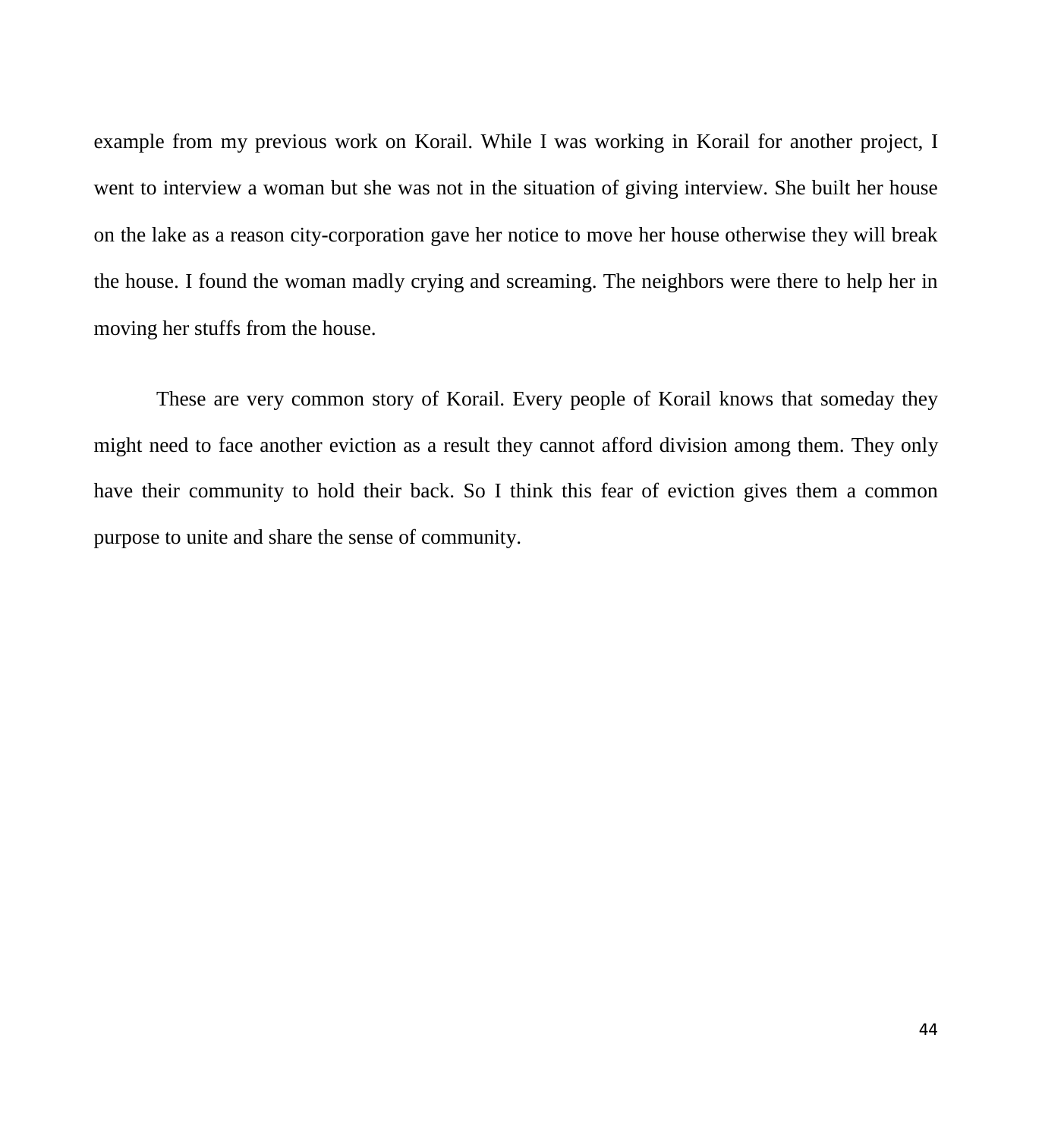example from my previous work on Korail. While I was working in Korail for another project, I went to interview a woman but she was not in the situation of giving interview. She built her house on the lake as a reason city-corporation gave her notice to move her house otherwise they will break the house. I found the woman madly crying and screaming. The neighbors were there to help her in moving her stuffs from the house.

These are very common story of Korail. Every people of Korail knows that someday they might need to face another eviction as a result they cannot afford division among them. They only have their community to hold their back. So I think this fear of eviction gives them a common purpose to unite and share the sense of community.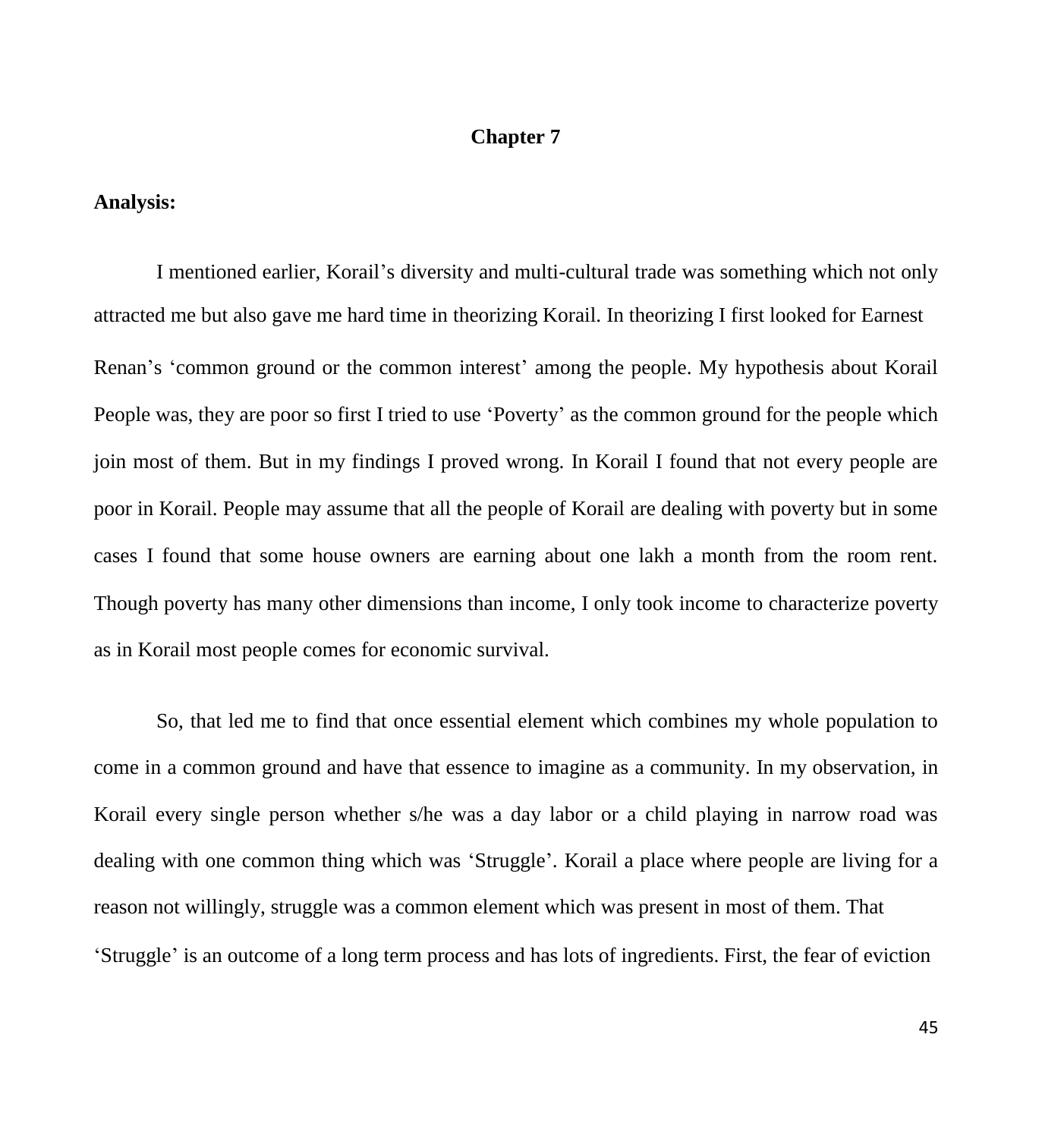# Chapter 7

**Analysis:**

I mentioned earlier, Korail's diversity and multi-cultural trade was something which not only attracted me but also gave me hard time in theorizing Korail. In theorizing I first looked for Earnest Renan's 'common ground or the common interest' among the people. My hypothesis about Korail People was, they are poor so first I tried to use 'Poverty' as the common ground for the people which join most of them. But in my findings I proved wrong. In Korail I found that not every people are poor in Korail. People may assume that all the people of Korail are dealing with poverty but in some cases I found that some house owners are earning about one lakh a month from the room rent. Though poverty has many other dimensions than income, I only took income to characterize poverty as in Korail most people comes for economic survival.

So, that led me to find that once essential element which combines my whole population to come in a common ground and have that essence to imagine as a community. In my observation, in Korail every single person whether s/he was a day labor or a child playing in narrow road was dealing with one common thing which was 'Struggle'. Korail a place where people are living for a reason not willingly, struggle was a common element which was present in most of them. That 'Struggle' is an outcome of a long term process and has lots of ingredients. First, the fear of eviction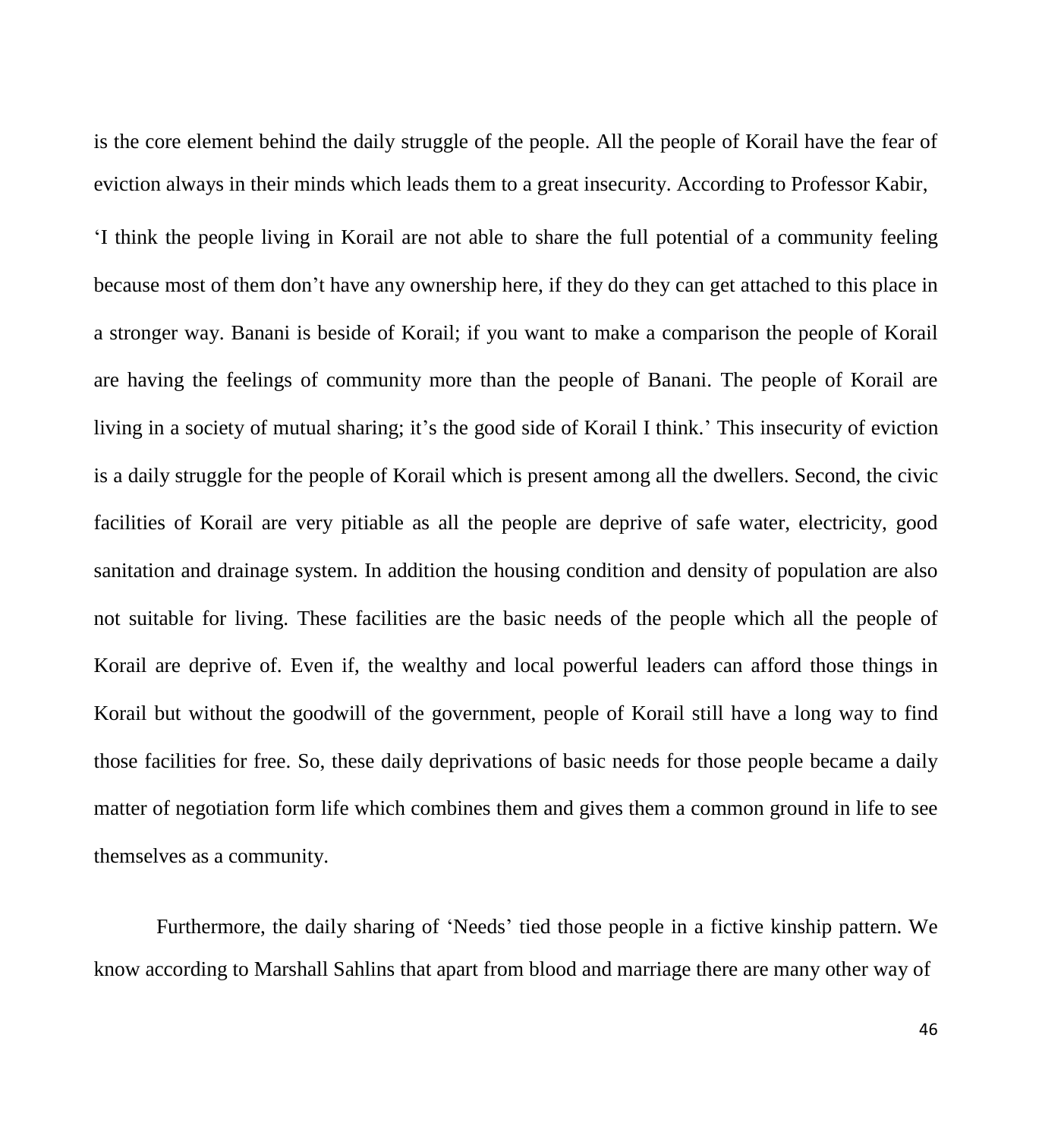is the core element behind the daily struggle of the people. All the people of Korail have the fear of eviction always in their minds which leads them to a great insecurity. According to Professor Kabir,

'I think the people living in Korail are not able to share the full potential of a community feeling because most of them don't have any ownership here, if they do they can get attached to this place in a stronger way. Banani is beside of Korail; if you want to make a comparison the people of Korail are having the feelings of community more than the people of Banani. The people of Korail are living in a society of mutual sharing; it's the good side of Korail I think.' This insecurity of eviction is a daily struggle for the people of Korail which is present among all the dwellers. Second, the civic facilities of Korail are very pitiable as all the people are deprive of safe water, electricity, good sanitation and drainage system. In addition the housing condition and density of population are also not suitable for living. These facilities are the basic needs of the people which all the people of Korail are deprive of. Even if, the wealthy and local powerful leaders can afford those things in Korail but without the goodwill of the government, people of Korail still have a long way to find those facilities for free. So, these daily deprivations of basic needs for those people became a daily matter of negotiation form life which combines them and gives them a common ground in life to see themselves as a community.

Furthermore, the daily sharing of 'Needs' tied those people in a fictive kinship pattern. We know according to Marshall Sahlins that apart from blood and marriage there are many other way of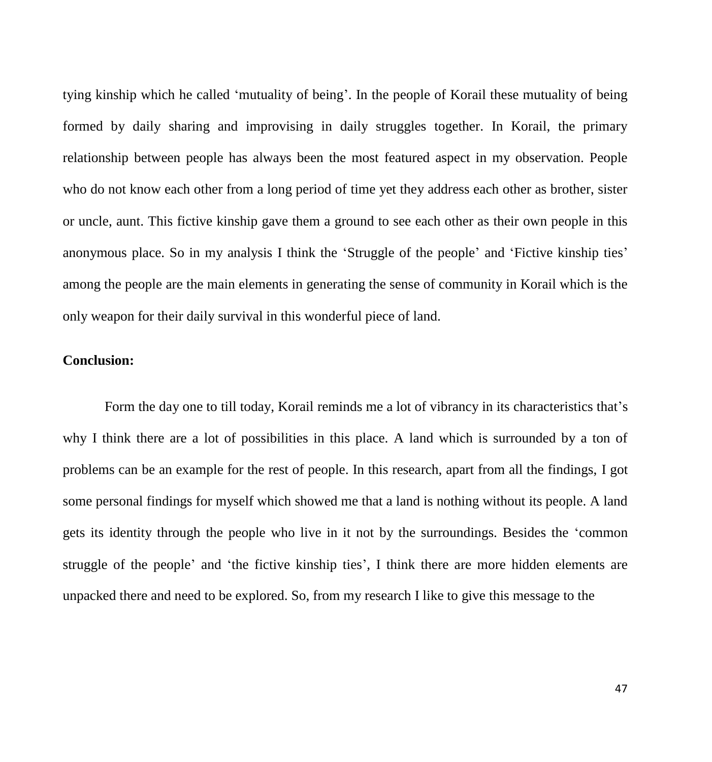tying kinship which he called 'mutuality of being'. In the people of Korail these mutuality of being formed by daily sharing and improvising in daily struggles together. In Korail, the primary relationship between people has always been the most featured aspect in my observation. People who do not know each other from a long period of time yet they address each other as brother, sister or uncle, aunt. This fictive kinship gave them a ground to see each other as their own people in this anonymous place. So in my analysis I think the 'Struggle of the people' and 'Fictive kinship ties' among the people are the main elements in generating the sense of community in Korail which is the only weapon for their daily survival in this wonderful piece of land.

**Conclusion:**

Form the day one to till today, Korail reminds me a lot of vibrancy in its characteristics that's why I think there are a lot of possibilities in this place. A land which is surrounded by a ton of problems can be an example for the rest of people. In this research, apart from all the findings, I got some personal findings for myself which showed me that a land is nothing without its people. A land gets its identity through the people who live in it not by the surroundings. Besides the 'common struggle of the people' and 'the fictive kinship ties', I think there are more hidden elements are unpacked there and need to be explored. So, from my research I like to give this message to the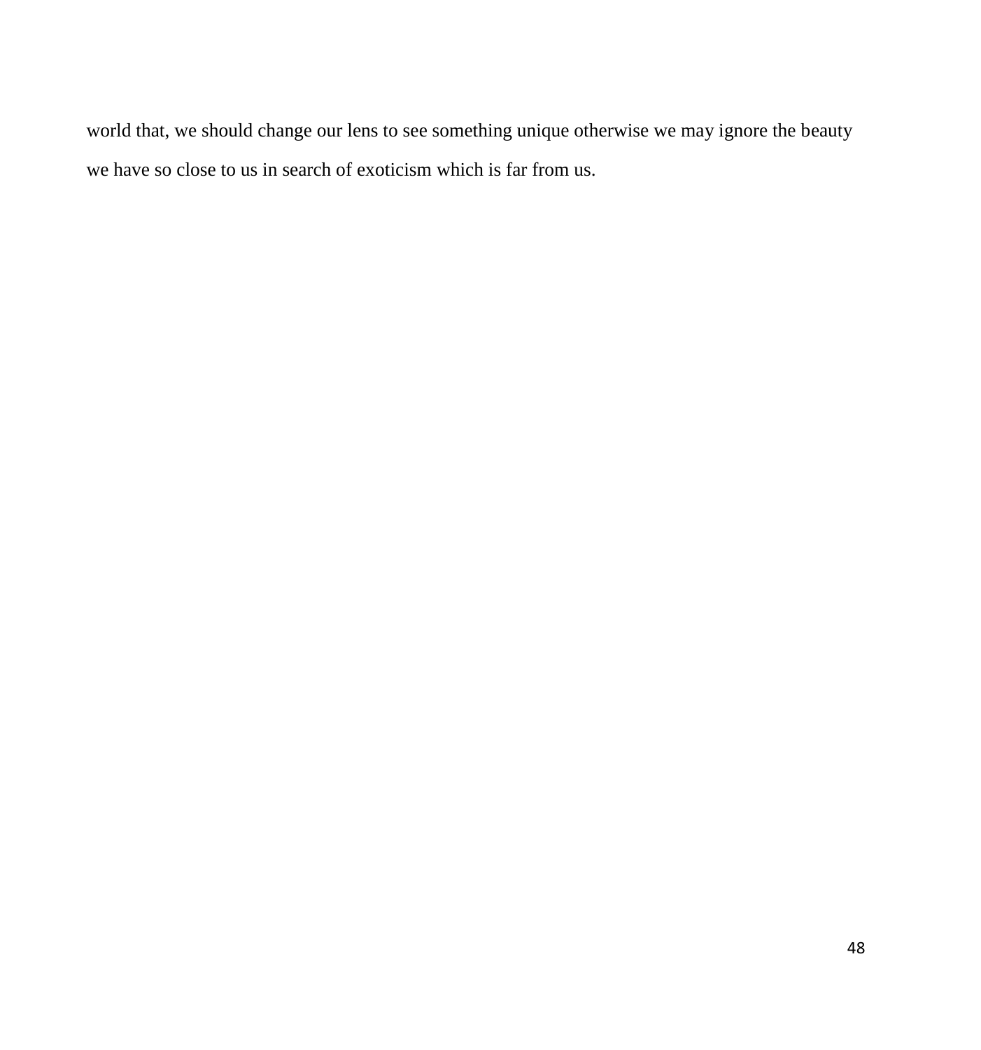world that, we should change our lens to see something unique otherwise we may ignore the beauty we have so close to us in search of exoticism which is far from us.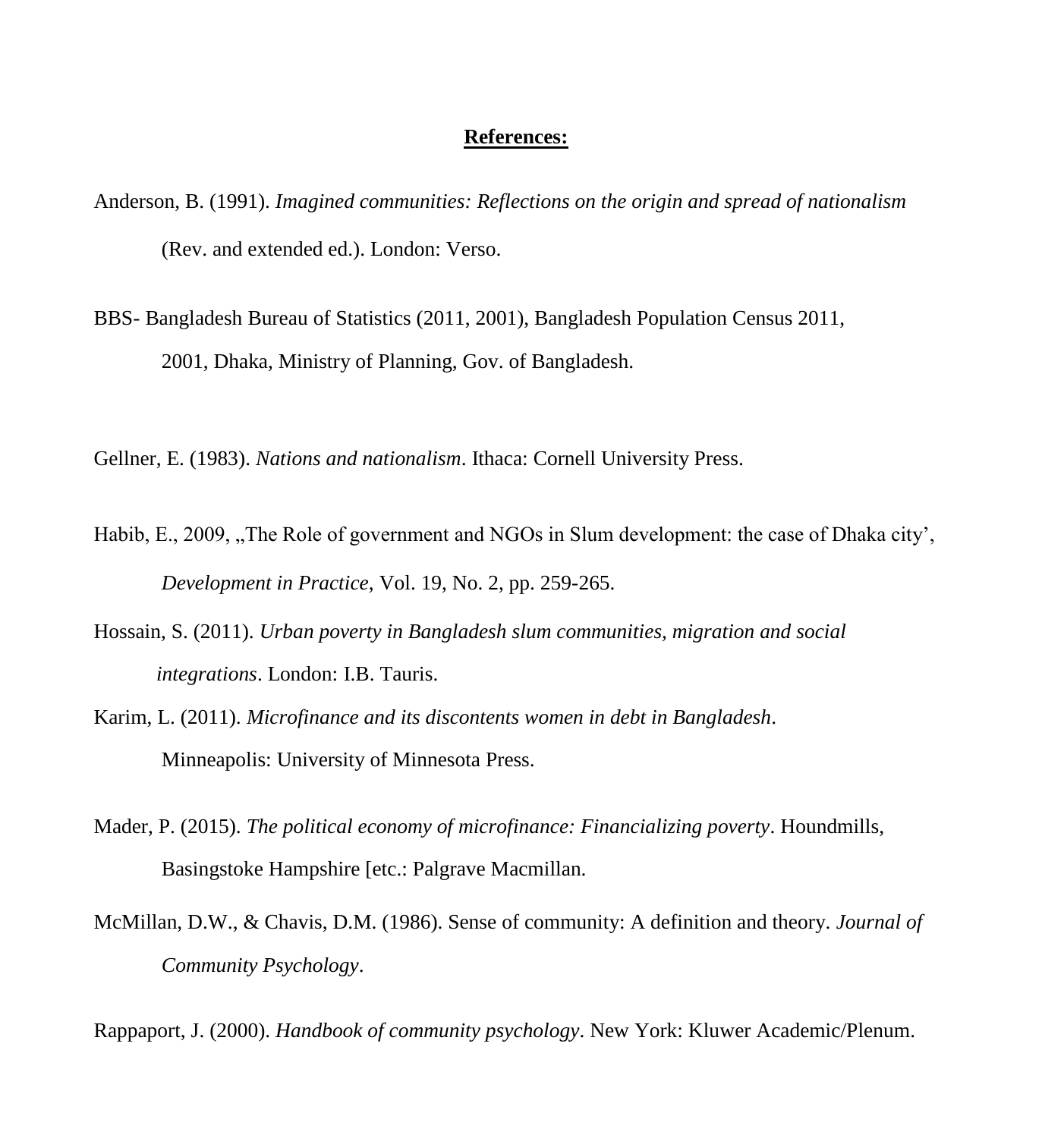**References:**

Anderson, B. (1991). *Imagined communities: Reflections on the origin and spread of nationalism* (Rev. and extended ed.). London: Verso.

BBS- Bangladesh Bureau of Statistics (2011, 2001), Bangladesh Population Census 2011, 2001, Dhaka, Ministry of Planning, Gov. of Bangladesh.

Gellner, E. (1983). *Nations and nationalism*. Ithaca: Cornell University Press.

Habib, E., 2009, „The Role of government and NGOs in Slum development: the case of Dhaka city', *Development in Practice*, Vol. 19, No. 2, pp. 259-265.

Hossain, S. (2011). *Urban poverty in Bangladesh slum communities, migration and social integrations*. London: I.B. Tauris.

Karim, L. (2011). *Microfinance and its discontents women in debt in Bangladesh*. Minneapolis: University of Minnesota Press.

Mader, P. (2015). *The political economy of microfinance: Financializing poverty*. Houndmills, Basingstoke Hampshire [etc.: Palgrave Macmillan.

McMillan, D.W., & Chavis, D.M. (1986). Sense of community: A definition and theory. *Journal of Community Psychology*.

Rappaport, J. (2000). *Handbook of community psychology*. New York: Kluwer Academic/Plenum.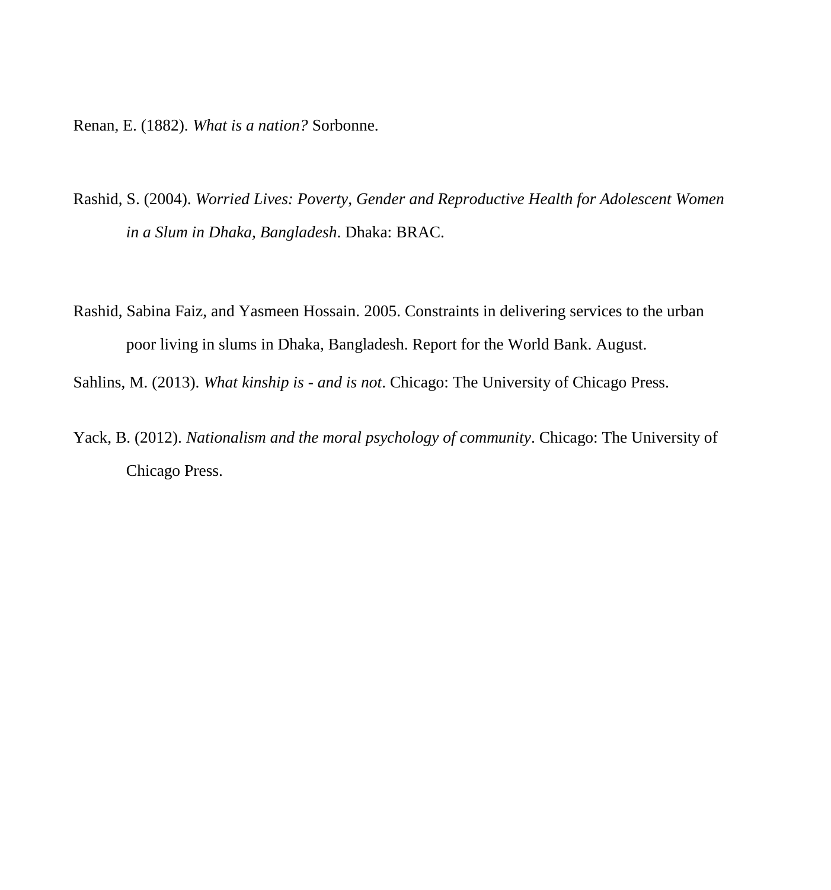Renan, E. (1882). *What is a nation?* Sorbonne.

Rashid, S. (2004). *Worried Lives: Poverty, Gender and Reproductive Health for Adolescent Women in a Slum in Dhaka, Bangladesh*. Dhaka: BRAC.

Rashid, Sabina Faiz, and Yasmeen Hossain. 2005. Constraints in delivering services to the urban poor living in slums in Dhaka, Bangladesh. Report for the World Bank. August.

Sahlins, M. (2013). *What kinship is - and is not*. Chicago: The University of Chicago Press.

Yack, B. (2012). *Nationalism and the moral psychology of community*. Chicago: The University of Chicago Press.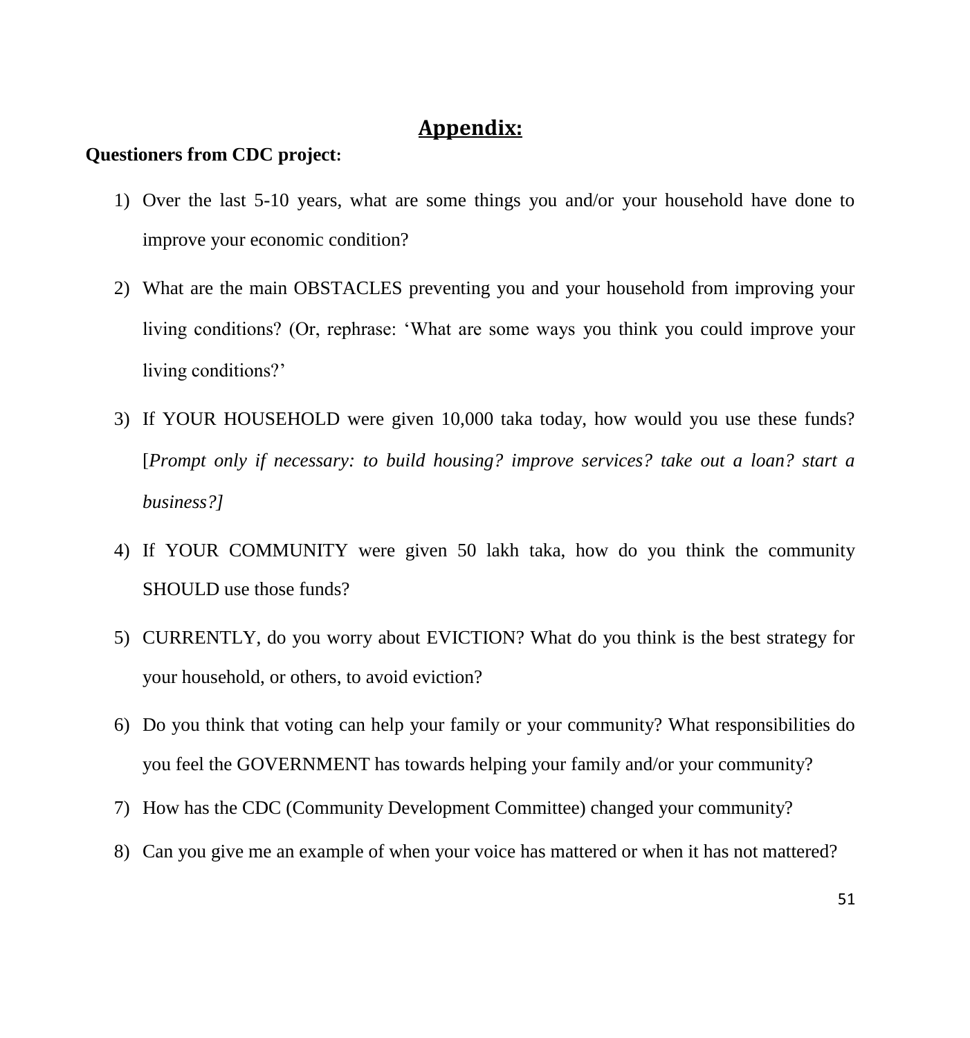# Appendix:

**Questioners from CDC project:**

1) Over the last 5-10 years, what are some things you and/or your household have done to improve your economic condition?

2) What are the main OBSTACLES preventing you and your household from improving your living conditions? (Or, rephrase: 'What are some ways you think you could improve your living conditions?'

3) If YOUR HOUSEHOLD were given 10,000 taka today, how would you use these funds? [*Prompt only if necessary: to build housing? improve services? take out a loan? start a business?]*

4) If YOUR COMMUNITY were given 50 lakh taka, how do you think the community SHOULD use those funds?

5) CURRENTLY, do you worry about EVICTION? What do you think is the best strategy for your household, or others, to avoid eviction?

6) Do you think that voting can help your family or your community? What responsibilities do you feel the GOVERNMENT has towards helping your family and/or your community?

7) How has the CDC (Community Development Committee) changed your community?

8) Can you give me an example of when your voice has mattered or when it has not mattered?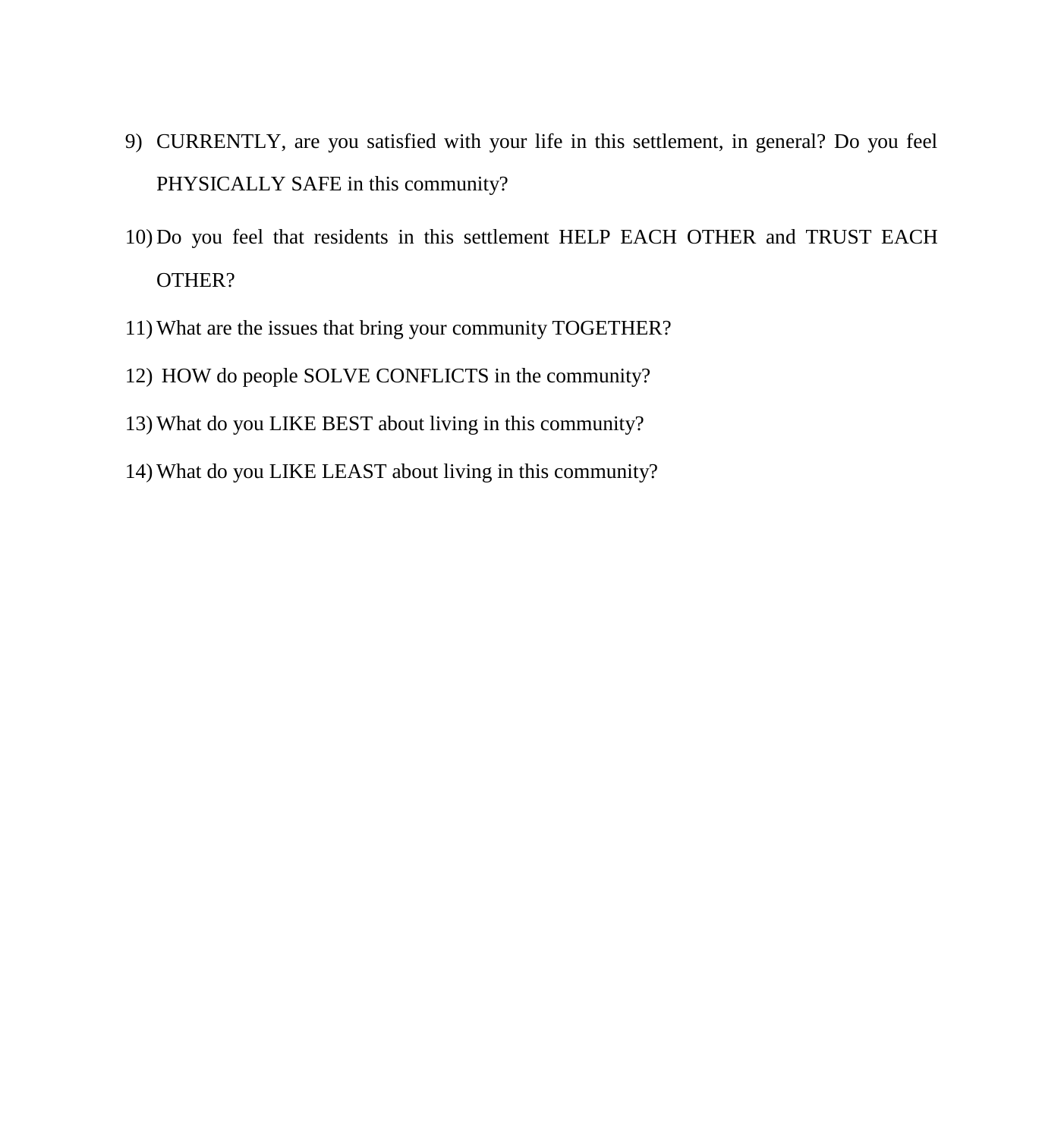9) CURRENTLY, are you satisfied with your life in this settlement, in general? Do you feel PHYSICALLY SAFE in this community?

10) Do you feel that residents in this settlement HELP EACH OTHER and TRUST EACH OTHER?

11) What are the issues that bring your community TOGETHER?

12) HOW do people SOLVE CONFLICTS in the community?

13) What do you LIKE BEST about living in this community?

14) What do you LIKE LEAST about living in this community?